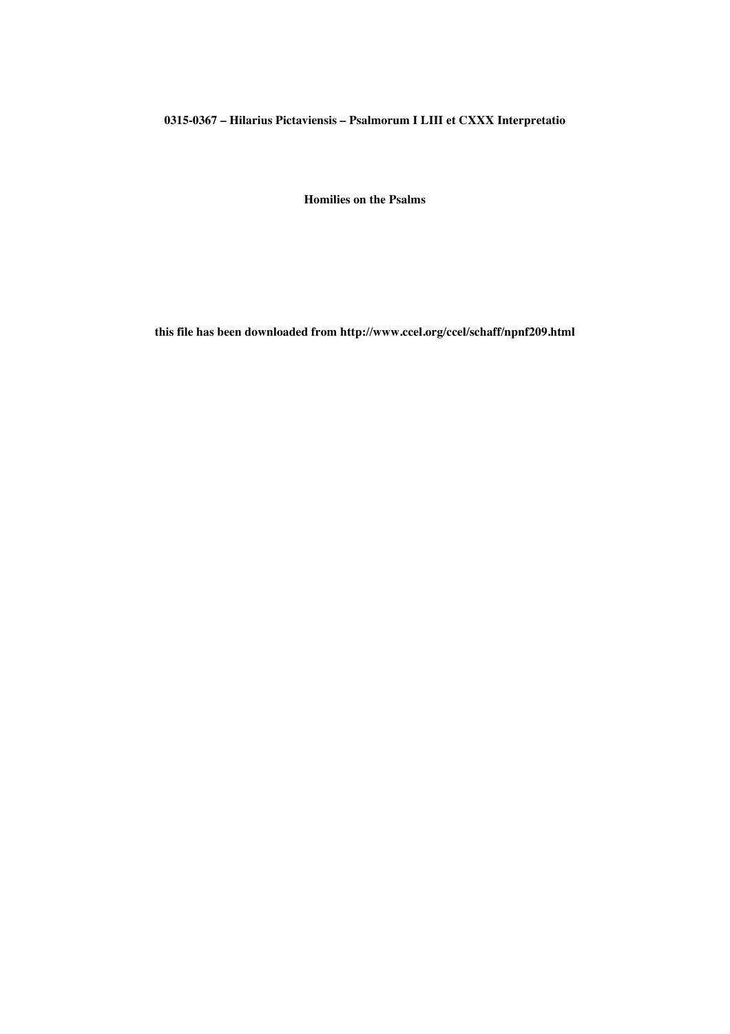**0315-0367 – Hilarius Pictaviensis – Psalmorum I LIII et CXXX Interpretatio**

**Homilies on the Psalms**

**this file has been downloaded from http://www.ccel.org/ccel/schaff/npnf209.html**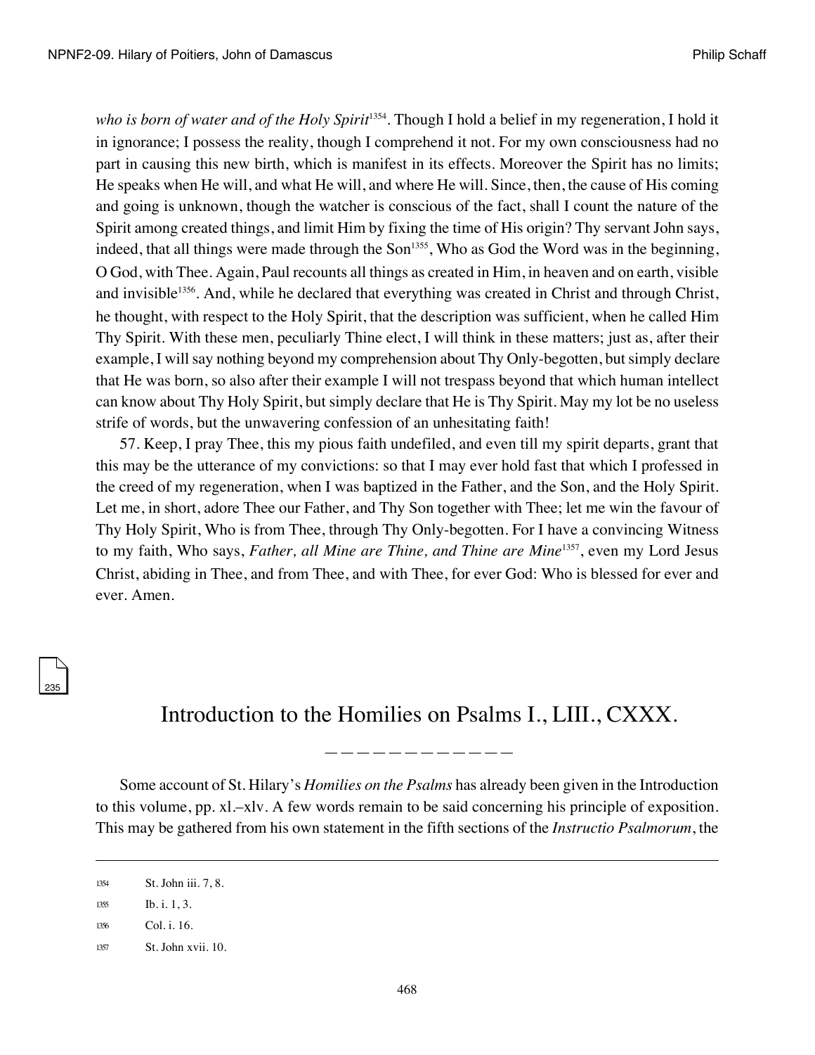*who is born of water and of the Holy Spirit*[1354]. Though I hold a belief in my regeneration, I hold it in ignorance; I possess the reality, though I comprehend it not. For my own consciousness had no part in causing this new birth, which is manifest in its effects. Moreover the Spirit has no limits; He speaks when He will, and what He will, and where He will. Since, then, the cause of His coming and going is unknown, though the watcher is conscious of the fact, shall I count the nature of the Spirit among created things, and limit Him by fixing the time of His origin? Thy servant John says, indeed, that all things were made through the Son[1355], Who as God the Word was in the beginning, O God, with Thee. Again, Paul recounts all things as created in Him, in heaven and on earth, visible and invisible[1356]. And, while he declared that everything was created in Christ and through Christ, he thought, with respect to the Holy Spirit, that the description was sufficient, when he called Him Thy Spirit. With these men, peculiarly Thine elect, I will think in these matters; just as, after their example, I will say nothing beyond my comprehension about Thy Only-begotten, but simply declare that He was born, so also after their example I will not trespass beyond that which human intellect can know about Thy Holy Spirit, but simply declare that He is Thy Spirit. May my lot be no useless strife of words, but the unwavering confession of an unhesitating faith!

57. Keep, I pray Thee, this my pious faith undefiled, and even till my spirit departs, grant that this may be the utterance of my convictions: so that I may ever hold fast that which I professed in the creed of my regeneration, when I was baptized in the Father, and the Son, and the Holy Spirit. Let me, in short, adore Thee our Father, and Thy Son together with Thee; let me win the favour of Thy Holy Spirit, Who is from Thee, through Thy Only-begotten. For I have a convincing Witness to my faith, Who says, *Father, all Mine are Thine, and Thine are Mine*[1357], even my Lord Jesus Christ, abiding in Thee, and from Thee, and with Thee, for ever God: Who is blessed for ever and ever. Amen.

## Introduction to the Homilies on Psalms I., LIII., CXXX.

Some account of St. Hilary's *Homilies on the Psalms* has already been given in the Introduction to this volume, pp. xl.–xlv. A few words remain to be said concerning his principle of exposition. This may be gathered from his own statement in the fifth sections of the *Instructio Psalmorum*, the

---

1354 St. John iii. 7, 8.

1355 Ib. i. 1, 3.

1356 Col. i. 16.

1357 St. John xvii. 10.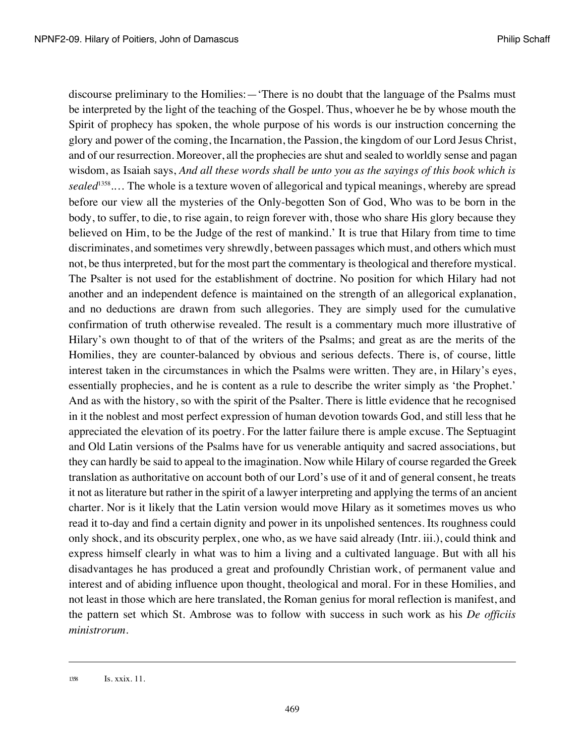discourse preliminary to the Homilies:—'There is no doubt that the language of the Psalms must be interpreted by the light of the teaching of the Gospel. Thus, whoever he be by whose mouth the Spirit of prophecy has spoken, the whole purpose of his words is our instruction concerning the glory and power of the coming, the Incarnation, the Passion, the kingdom of our Lord Jesus Christ, and of our resurrection. Moreover, all the prophecies are shut and sealed to worldly sense and pagan wisdom, as Isaiah says, *And all these words shall be unto you as the sayings of this book which is sealed*[1358].… The whole is a texture woven of allegorical and typical meanings, whereby are spread before our view all the mysteries of the Only-begotten Son of God, Who was to be born in the body, to suffer, to die, to rise again, to reign forever with, those who share His glory because they believed on Him, to be the Judge of the rest of mankind.' It is true that Hilary from time to time discriminates, and sometimes very shrewdly, between passages which must, and others which must not, be thus interpreted, but for the most part the commentary is theological and therefore mystical. The Psalter is not used for the establishment of doctrine. No position for which Hilary had not another and an independent defence is maintained on the strength of an allegorical explanation, and no deductions are drawn from such allegories. They are simply used for the cumulative confirmation of truth otherwise revealed. The result is a commentary much more illustrative of Hilary's own thought to of that of the writers of the Psalms; and great as are the merits of the Homilies, they are counter-balanced by obvious and serious defects. There is, of course, little interest taken in the circumstances in which the Psalms were written. They are, in Hilary's eyes, essentially prophecies, and he is content as a rule to describe the writer simply as 'the Prophet.' And as with the history, so with the spirit of the Psalter. There is little evidence that he recognised in it the noblest and most perfect expression of human devotion towards God, and still less that he appreciated the elevation of its poetry. For the latter failure there is ample excuse. The Septuagint and Old Latin versions of the Psalms have for us venerable antiquity and sacred associations, but they can hardly be said to appeal to the imagination. Now while Hilary of course regarded the Greek translation as authoritative on account both of our Lord's use of it and of general consent, he treats it not as literature but rather in the spirit of a lawyer interpreting and applying the terms of an ancient charter. Nor is it likely that the Latin version would move Hilary as it sometimes moves us who read it to-day and find a certain dignity and power in its unpolished sentences. Its roughness could only shock, and its obscurity perplex, one who, as we have said already (Intr. iii.), could think and express himself clearly in what was to him a living and a cultivated language. But with all his disadvantages he has produced a great and profoundly Christian work, of permanent value and interest and of abiding influence upon thought, theological and moral. For in these Homilies, and not least in those which are here translated, the Roman genius for moral reflection is manifest, and the pattern set which St. Ambrose was to follow with success in such work as his *De officiis ministrorum*.

---

[1358] Is. xxix. 11.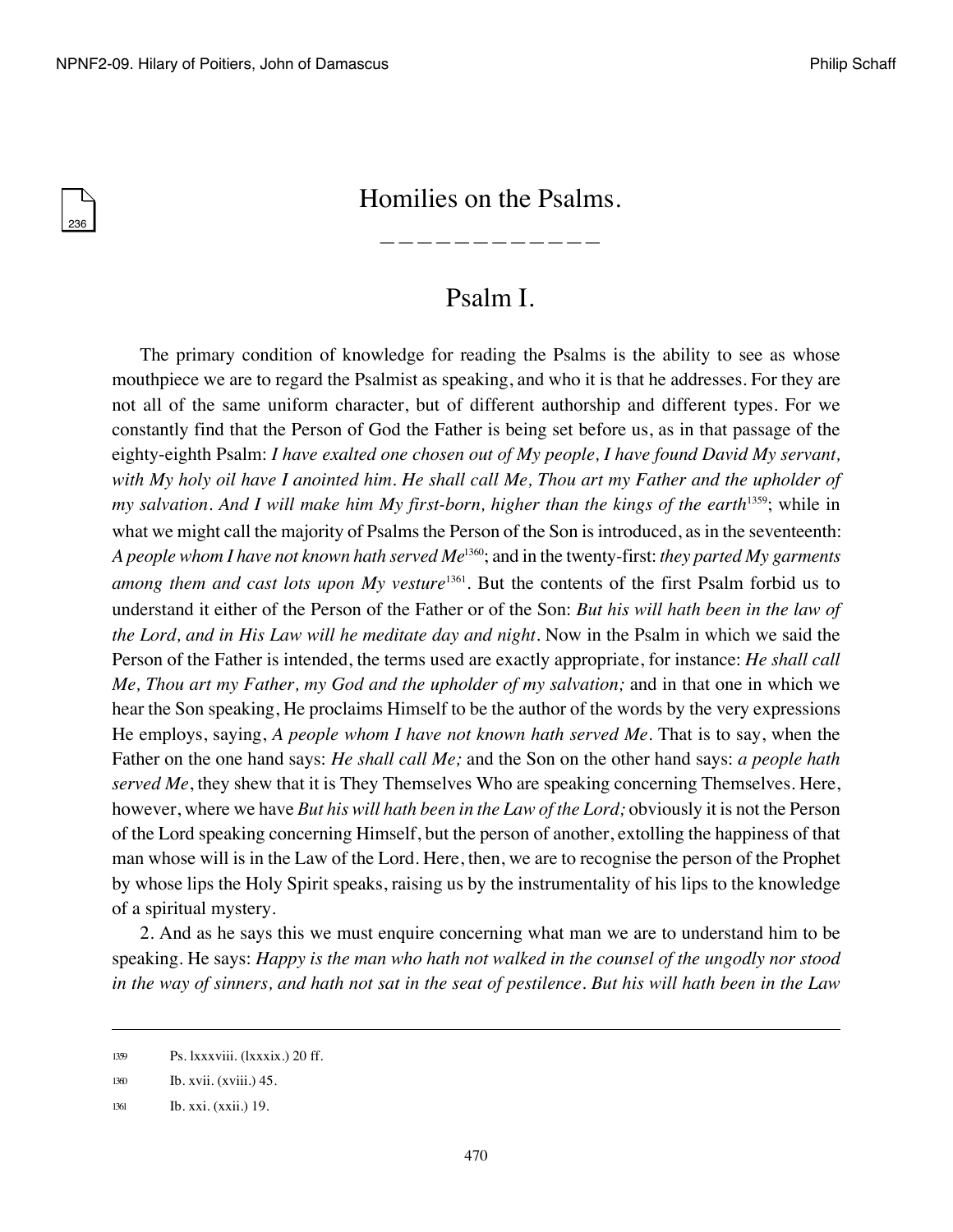# Homilies on the Psalms.

————————————

## Psalm I.

The primary condition of knowledge for reading the Psalms is the ability to see as whose mouthpiece we are to regard the Psalmist as speaking, and who it is that he addresses. For they are not all of the same uniform character, but of different authorship and different types. For we constantly find that the Person of God the Father is being set before us, as in that passage of the eighty-eighth Psalm: *I have exalted one chosen out of My people, I have found David My servant, with My holy oil have I anointed him. He shall call Me, Thou art my Father and the upholder of my salvation. And I will make him My first-born, higher than the kings of the earth*[1359]; while in what we might call the majority of Psalms the Person of the Son is introduced, as in the seventeenth: *A people whom I have not known hath served Me*[1360]; and in the twenty-first: *they parted My garments among them and cast lots upon My vesture*[1361]. But the contents of the first Psalm forbid us to understand it either of the Person of the Father or of the Son: *But his will hath been in the law of the Lord, and in His Law will he meditate day and night*. Now in the Psalm in which we said the Person of the Father is intended, the terms used are exactly appropriate, for instance: *He shall call Me, Thou art my Father, my God and the upholder of my salvation;* and in that one in which we hear the Son speaking, He proclaims Himself to be the author of the words by the very expressions He employs, saying, *A people whom I have not known hath served Me*. That is to say, when the Father on the one hand says: *He shall call Me;* and the Son on the other hand says: *a people hath served Me*, they shew that it is They Themselves Who are speaking concerning Themselves. Here, however, where we have *But his will hath been in the Law of the Lord;* obviously it is not the Person of the Lord speaking concerning Himself, but the person of another, extolling the happiness of that man whose will is in the Law of the Lord. Here, then, we are to recognise the person of the Prophet by whose lips the Holy Spirit speaks, raising us by the instrumentality of his lips to the knowledge of a spiritual mystery.

2. And as he says this we must enquire concerning what man we are to understand him to be speaking. He says: *Happy is the man who hath not walked in the counsel of the ungodly nor stood in the way of sinners, and hath not sat in the seat of pestilence. But his will hath been in the Law*

---

1359 Ps. lxxxviii. (lxxxix.) 20 ff.

1360 Ib. xvii. (xviii.) 45.

1361 Ib. xxi. (xxii.) 19.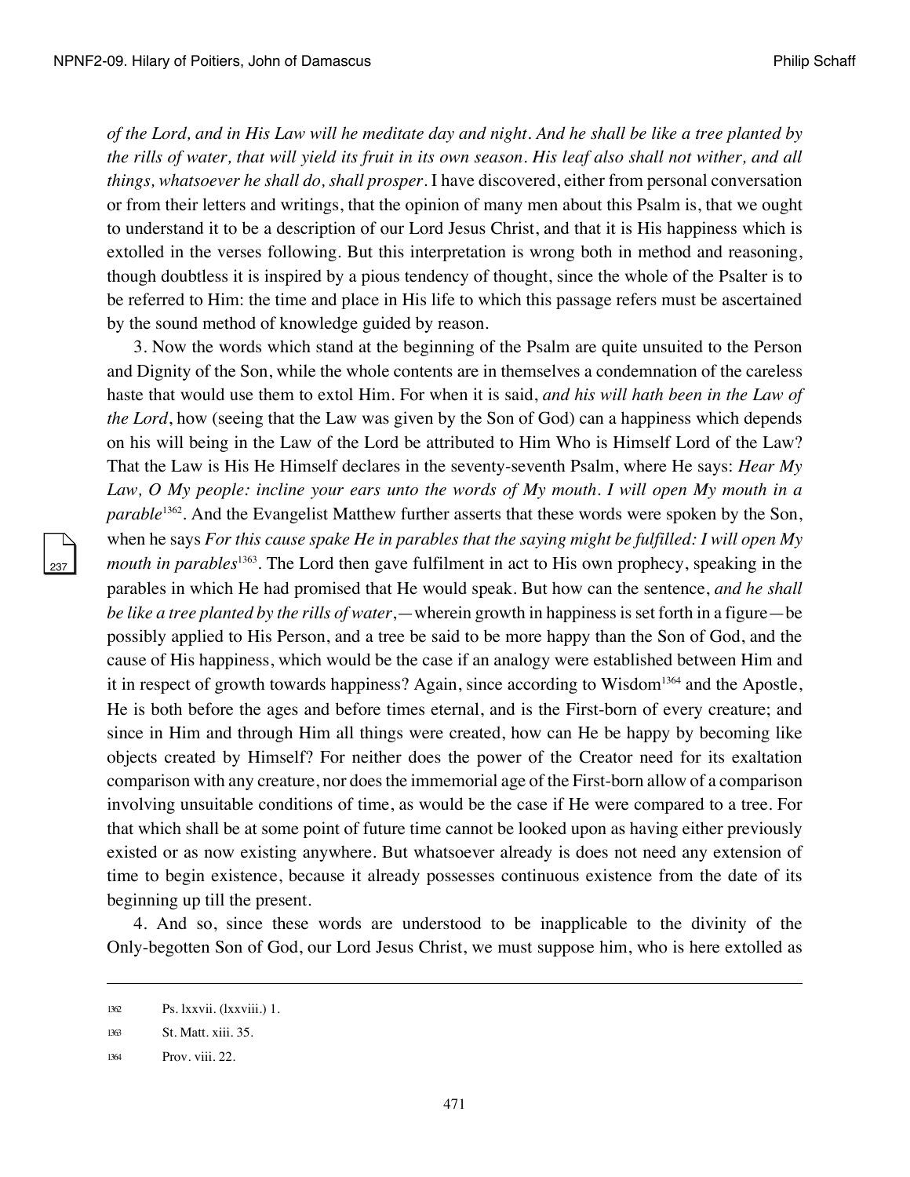*of the Lord, and in His Law will he meditate day and night. And he shall be like a tree planted by the rills of water, that will yield its fruit in its own season. His leaf also shall not wither, and all things, whatsoever he shall do, shall prosper.* I have discovered, either from personal conversation or from their letters and writings, that the opinion of many men about this Psalm is, that we ought to understand it to be a description of our Lord Jesus Christ, and that it is His happiness which is extolled in the verses following. But this interpretation is wrong both in method and reasoning, though doubtless it is inspired by a pious tendency of thought, since the whole of the Psalter is to be referred to Him: the time and place in His life to which this passage refers must be ascertained by the sound method of knowledge guided by reason.

3. Now the words which stand at the beginning of the Psalm are quite unsuited to the Person and Dignity of the Son, while the whole contents are in themselves a condemnation of the careless haste that would use them to extol Him. For when it is said, *and his will hath been in the Law of the Lord*, how (seeing that the Law was given by the Son of God) can a happiness which depends on his will being in the Law of the Lord be attributed to Him Who is Himself Lord of the Law? That the Law is His He Himself declares in the seventy-seventh Psalm, where He says: *Hear My Law, O My people: incline your ears unto the words of My mouth. I will open My mouth in a parable*[1362]. And the Evangelist Matthew further asserts that these words were spoken by the Son, when he says *For this cause spake He in parables that the saying might be fulfilled: I will open My mouth in parables*[1363]. The Lord then gave fulfilment in act to His own prophecy, speaking in the parables in which He had promised that He would speak. But how can the sentence, *and he shall be like a tree planted by the rills of water*,—wherein growth in happiness is set forth in a figure—be possibly applied to His Person, and a tree be said to be more happy than the Son of God, and the cause of His happiness, which would be the case if an analogy were established between Him and it in respect of growth towards happiness? Again, since according to Wisdom[1364] and the Apostle, He is both before the ages and before times eternal, and is the First-born of every creature; and since in Him and through Him all things were created, how can He be happy by becoming like objects created by Himself? For neither does the power of the Creator need for its exaltation comparison with any creature, nor does the immemorial age of the First-born allow of a comparison involving unsuitable conditions of time, as would be the case if He were compared to a tree. For that which shall be at some point of future time cannot be looked upon as having either previously existed or as now existing anywhere. But whatsoever already is does not need any extension of time to begin existence, because it already possesses continuous existence from the date of its beginning up till the present.

4. And so, since these words are understood to be inapplicable to the divinity of the Only-begotten Son of God, our Lord Jesus Christ, we must suppose him, who is here extolled as

---

1362 Ps. lxxvii. (lxxviii.) 1.

1363 St. Matt. xiii. 35.

1364 Prov. viii. 22.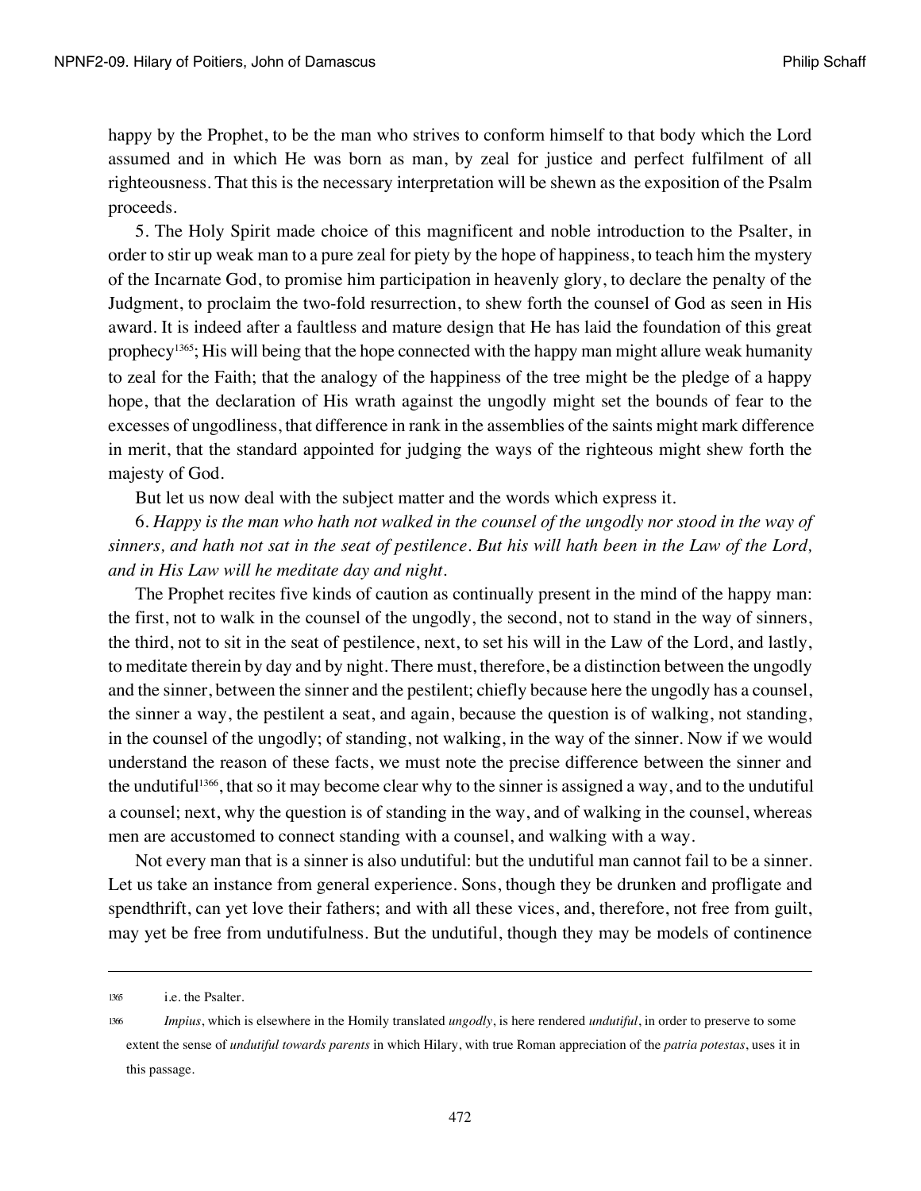happy by the Prophet, to be the man who strives to conform himself to that body which the Lord assumed and in which He was born as man, by zeal for justice and perfect fulfilment of all righteousness. That this is the necessary interpretation will be shewn as the exposition of the Psalm proceeds.

5. The Holy Spirit made choice of this magnificent and noble introduction to the Psalter, in order to stir up weak man to a pure zeal for piety by the hope of happiness, to teach him the mystery of the Incarnate God, to promise him participation in heavenly glory, to declare the penalty of the Judgment, to proclaim the two-fold resurrection, to shew forth the counsel of God as seen in His award. It is indeed after a faultless and mature design that He has laid the foundation of this great prophecy[1365]; His will being that the hope connected with the happy man might allure weak humanity to zeal for the Faith; that the analogy of the happiness of the tree might be the pledge of a happy hope, that the declaration of His wrath against the ungodly might set the bounds of fear to the excesses of ungodliness, that difference in rank in the assemblies of the saints might mark difference in merit, that the standard appointed for judging the ways of the righteous might shew forth the majesty of God.

But let us now deal with the subject matter and the words which express it.

6. *Happy is the man who hath not walked in the counsel of the ungodly nor stood in the way of sinners, and hath not sat in the seat of pestilence. But his will hath been in the Law of the Lord, and in His Law will he meditate day and night.*

The Prophet recites five kinds of caution as continually present in the mind of the happy man: the first, not to walk in the counsel of the ungodly, the second, not to stand in the way of sinners, the third, not to sit in the seat of pestilence, next, to set his will in the Law of the Lord, and lastly, to meditate therein by day and by night. There must, therefore, be a distinction between the ungodly and the sinner, between the sinner and the pestilent; chiefly because here the ungodly has a counsel, the sinner a way, the pestilent a seat, and again, because the question is of walking, not standing, in the counsel of the ungodly; of standing, not walking, in the way of the sinner. Now if we would understand the reason of these facts, we must note the precise difference between the sinner and the undutiful[1366], that so it may become clear why to the sinner is assigned a way, and to the undutiful a counsel; next, why the question is of standing in the way, and of walking in the counsel, whereas men are accustomed to connect standing with a counsel, and walking with a way.

Not every man that is a sinner is also undutiful: but the undutiful man cannot fail to be a sinner. Let us take an instance from general experience. Sons, though they be drunken and profligate and spendthrift, can yet love their fathers; and with all these vices, and, therefore, not free from guilt, may yet be free from undutifulness. But the undutiful, though they may be models of continence

---

1365 i.e. the Psalter.

1366 *Impius*, which is elsewhere in the Homily translated *ungodly*, is here rendered *undutiful*, in order to preserve to some extent the sense of *undutiful towards parents* in which Hilary, with true Roman appreciation of the *patria potestas*, uses it in this passage.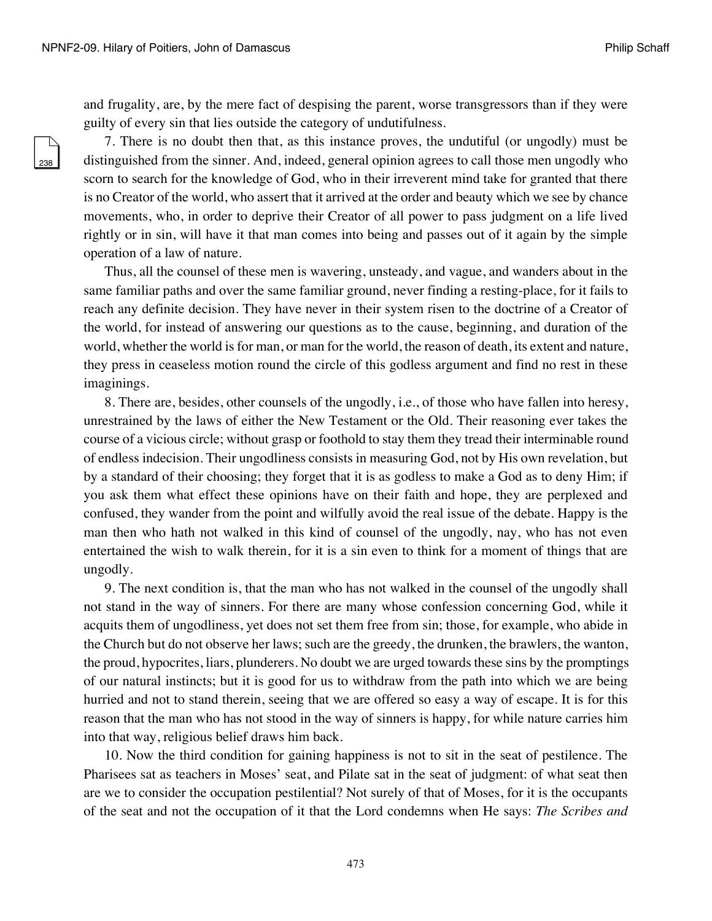and frugality, are, by the mere fact of despising the parent, worse transgressors than if they were guilty of every sin that lies outside the category of undutifulness.

7. There is no doubt then that, as this instance proves, the undutiful (or ungodly) must be distinguished from the sinner. And, indeed, general opinion agrees to call those men ungodly who scorn to search for the knowledge of God, who in their irreverent mind take for granted that there is no Creator of the world, who assert that it arrived at the order and beauty which we see by chance movements, who, in order to deprive their Creator of all power to pass judgment on a life lived rightly or in sin, will have it that man comes into being and passes out of it again by the simple operation of a law of nature.

Thus, all the counsel of these men is wavering, unsteady, and vague, and wanders about in the same familiar paths and over the same familiar ground, never finding a resting-place, for it fails to reach any definite decision. They have never in their system risen to the doctrine of a Creator of the world, for instead of answering our questions as to the cause, beginning, and duration of the world, whether the world is for man, or man for the world, the reason of death, its extent and nature, they press in ceaseless motion round the circle of this godless argument and find no rest in these imaginings.

8. There are, besides, other counsels of the ungodly, i.e., of those who have fallen into heresy, unrestrained by the laws of either the New Testament or the Old. Their reasoning ever takes the course of a vicious circle; without grasp or foothold to stay them they tread their interminable round of endless indecision. Their ungodliness consists in measuring God, not by His own revelation, but by a standard of their choosing; they forget that it is as godless to make a God as to deny Him; if you ask them what effect these opinions have on their faith and hope, they are perplexed and confused, they wander from the point and wilfully avoid the real issue of the debate. Happy is the man then who hath not walked in this kind of counsel of the ungodly, nay, who has not even entertained the wish to walk therein, for it is a sin even to think for a moment of things that are ungodly.

9. The next condition is, that the man who has not walked in the counsel of the ungodly shall not stand in the way of sinners. For there are many whose confession concerning God, while it acquits them of ungodliness, yet does not set them free from sin; those, for example, who abide in the Church but do not observe her laws; such are the greedy, the drunken, the brawlers, the wanton, the proud, hypocrites, liars, plunderers. No doubt we are urged towards these sins by the promptings of our natural instincts; but it is good for us to withdraw from the path into which we are being hurried and not to stand therein, seeing that we are offered so easy a way of escape. It is for this reason that the man who has not stood in the way of sinners is happy, for while nature carries him into that way, religious belief draws him back.

10. Now the third condition for gaining happiness is not to sit in the seat of pestilence. The Pharisees sat as teachers in Moses' seat, and Pilate sat in the seat of judgment: of what seat then are we to consider the occupation pestilential? Not surely of that of Moses, for it is the occupants of the seat and not the occupation of it that the Lord condemns when He says: *The Scribes and*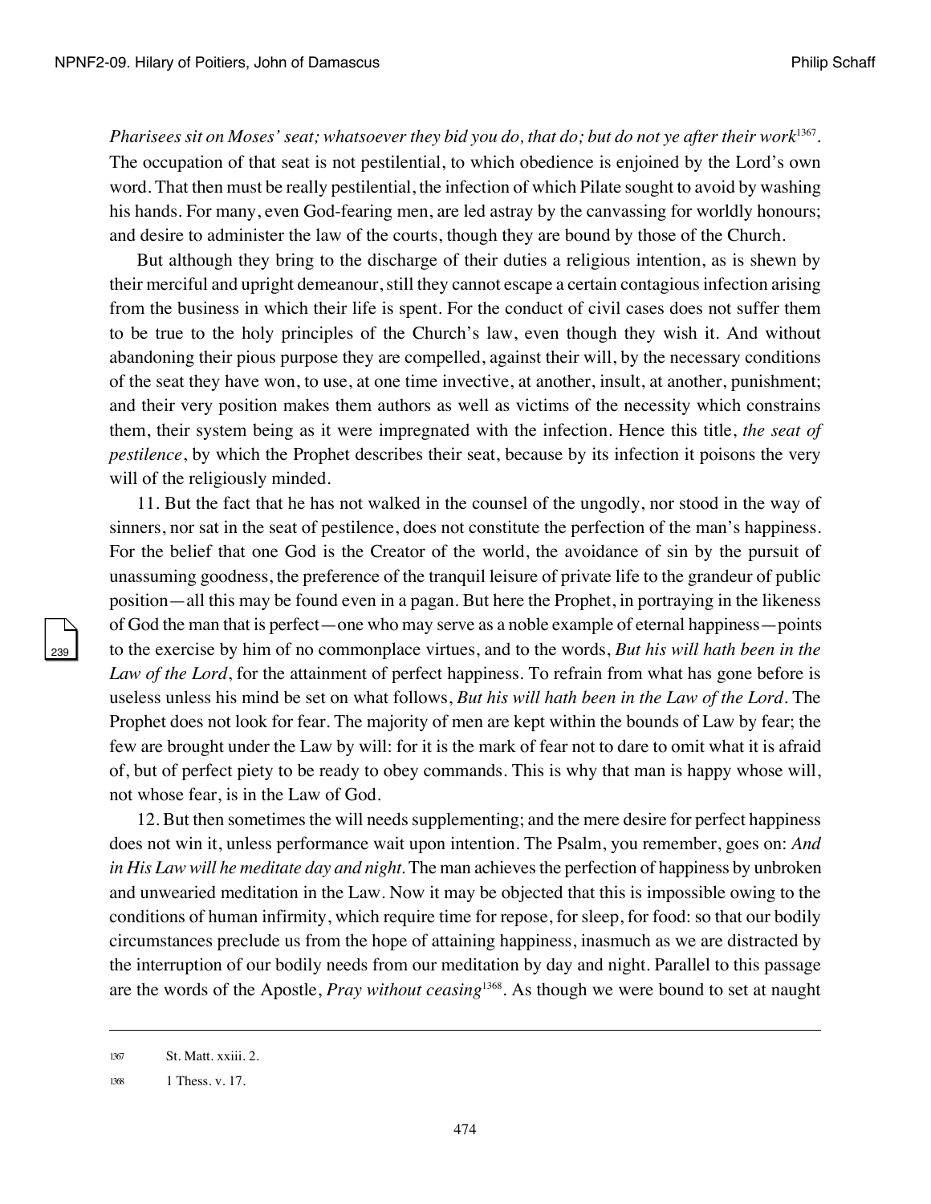*Pharisees sit on Moses' seat; whatsoever they bid you do, that do; but do not ye after their work*[1367]. The occupation of that seat is not pestilential, to which obedience is enjoined by the Lord's own word. That then must be really pestilential, the infection of which Pilate sought to avoid by washing his hands. For many, even God-fearing men, are led astray by the canvassing for worldly honours; and desire to administer the law of the courts, though they are bound by those of the Church.

But although they bring to the discharge of their duties a religious intention, as is shewn by their merciful and upright demeanour, still they cannot escape a certain contagious infection arising from the business in which their life is spent. For the conduct of civil cases does not suffer them to be true to the holy principles of the Church's law, even though they wish it. And without abandoning their pious purpose they are compelled, against their will, by the necessary conditions of the seat they have won, to use, at one time invective, at another, insult, at another, punishment; and their very position makes them authors as well as victims of the necessity which constrains them, their system being as it were impregnated with the infection. Hence this title, *the seat of pestilence*, by which the Prophet describes their seat, because by its infection it poisons the very will of the religiously minded.

11. But the fact that he has not walked in the counsel of the ungodly, nor stood in the way of sinners, nor sat in the seat of pestilence, does not constitute the perfection of the man's happiness. For the belief that one God is the Creator of the world, the avoidance of sin by the pursuit of unassuming goodness, the preference of the tranquil leisure of private life to the grandeur of public position—all this may be found even in a pagan. But here the Prophet, in portraying in the likeness of God the man that is perfect—one who may serve as a noble example of eternal happiness—points to the exercise by him of no commonplace virtues, and to the words, *But his will hath been in the Law of the Lord*, for the attainment of perfect happiness. To refrain from what has gone before is useless unless his mind be set on what follows, *But his will hath been in the Law of the Lord*. The Prophet does not look for fear. The majority of men are kept within the bounds of Law by fear; the few are brought under the Law by will: for it is the mark of fear not to dare to omit what it is afraid of, but of perfect piety to be ready to obey commands. This is why that man is happy whose will, not whose fear, is in the Law of God.

12. But then sometimes the will needs supplementing; and the mere desire for perfect happiness does not win it, unless performance wait upon intention. The Psalm, you remember, goes on: *And in His Law will he meditate day and night*. The man achieves the perfection of happiness by unbroken and unwearied meditation in the Law. Now it may be objected that this is impossible owing to the conditions of human infirmity, which require time for repose, for sleep, for food: so that our bodily circumstances preclude us from the hope of attaining happiness, inasmuch as we are distracted by the interruption of our bodily needs from our meditation by day and night. Parallel to this passage are the words of the Apostle, *Pray without ceasing*[1368]. As though we were bound to set at naught

---

[1367] St. Matt. xxiii. 2.

[1368] 1 Thess. v. 17.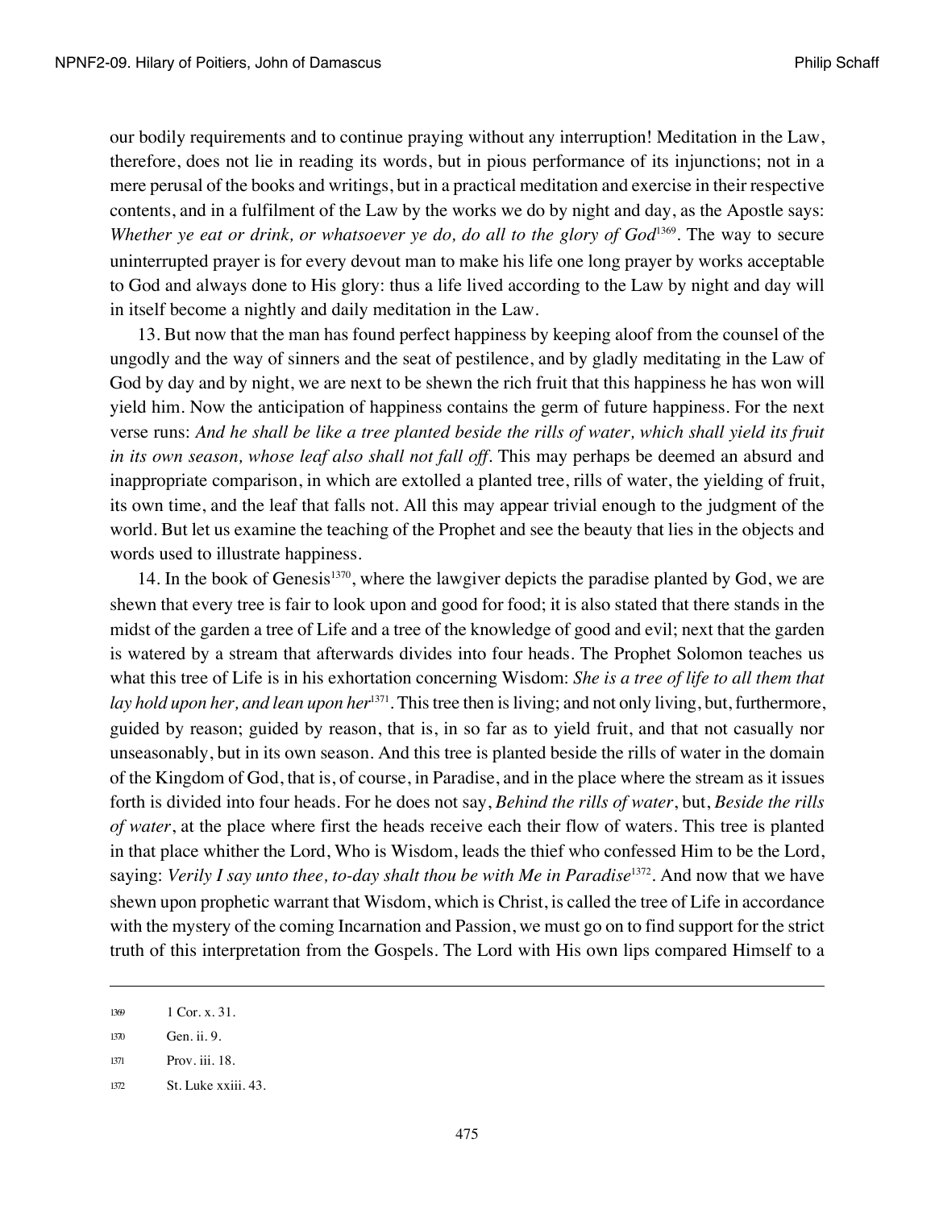our bodily requirements and to continue praying without any interruption! Meditation in the Law, therefore, does not lie in reading its words, but in pious performance of its injunctions; not in a mere perusal of the books and writings, but in a practical meditation and exercise in their respective contents, and in a fulfilment of the Law by the works we do by night and day, as the Apostle says: *Whether ye eat or drink, or whatsoever ye do, do all to the glory of God*[1369]. The way to secure uninterrupted prayer is for every devout man to make his life one long prayer by works acceptable to God and always done to His glory: thus a life lived according to the Law by night and day will in itself become a nightly and daily meditation in the Law.

13. But now that the man has found perfect happiness by keeping aloof from the counsel of the ungodly and the way of sinners and the seat of pestilence, and by gladly meditating in the Law of God by day and by night, we are next to be shewn the rich fruit that this happiness he has won will yield him. Now the anticipation of happiness contains the germ of future happiness. For the next verse runs: *And he shall be like a tree planted beside the rills of water, which shall yield its fruit in its own season, whose leaf also shall not fall off*. This may perhaps be deemed an absurd and inappropriate comparison, in which are extolled a planted tree, rills of water, the yielding of fruit, its own time, and the leaf that falls not. All this may appear trivial enough to the judgment of the world. But let us examine the teaching of the Prophet and see the beauty that lies in the objects and words used to illustrate happiness.

14. In the book of Genesis[1370], where the lawgiver depicts the paradise planted by God, we are shewn that every tree is fair to look upon and good for food; it is also stated that there stands in the midst of the garden a tree of Life and a tree of the knowledge of good and evil; next that the garden is watered by a stream that afterwards divides into four heads. The Prophet Solomon teaches us what this tree of Life is in his exhortation concerning Wisdom: *She is a tree of life to all them that lay hold upon her, and lean upon her*[1371]. This tree then is living; and not only living, but, furthermore, guided by reason; guided by reason, that is, in so far as to yield fruit, and that not casually nor unseasonably, but in its own season. And this tree is planted beside the rills of water in the domain of the Kingdom of God, that is, of course, in Paradise, and in the place where the stream as it issues forth is divided into four heads. For he does not say, *Behind the rills of water*, but, *Beside the rills of water*, at the place where first the heads receive each their flow of waters. This tree is planted in that place whither the Lord, Who is Wisdom, leads the thief who confessed Him to be the Lord, saying: *Verily I say unto thee, to-day shalt thou be with Me in Paradise*[1372]. And now that we have shewn upon prophetic warrant that Wisdom, which is Christ, is called the tree of Life in accordance with the mystery of the coming Incarnation and Passion, we must go on to find support for the strict truth of this interpretation from the Gospels. The Lord with His own lips compared Himself to a

---

1369 1 Cor. x. 31.

1370 Gen. ii. 9.

1371 Prov. iii. 18.

1372 St. Luke xxiii. 43.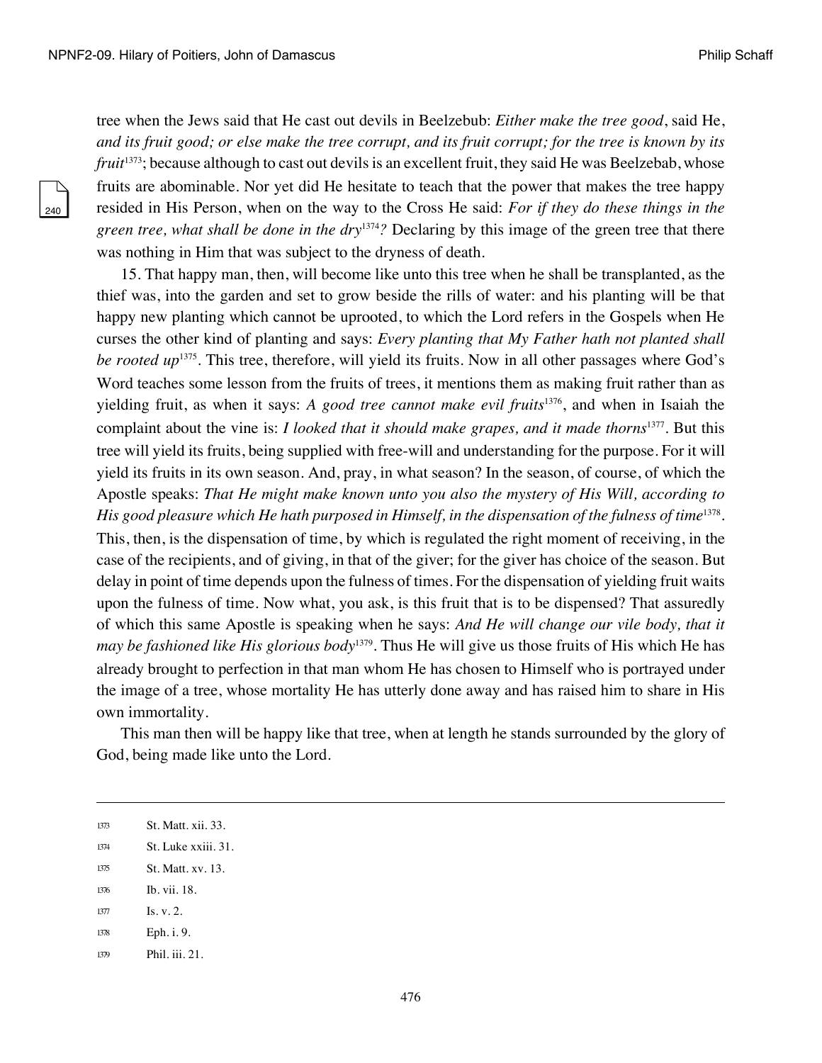tree when the Jews said that He cast out devils in Beelzebub: *Either make the tree good*, said He, *and its fruit good; or else make the tree corrupt, and its fruit corrupt; for the tree is known by its fruit*[1373]; because although to cast out devils is an excellent fruit, they said He was Beelzebab, whose fruits are abominable. Nor yet did He hesitate to teach that the power that makes the tree happy resided in His Person, when on the way to the Cross He said: *For if they do these things in the green tree, what shall be done in the dry*[1374]*?* Declaring by this image of the green tree that there was nothing in Him that was subject to the dryness of death.

15. That happy man, then, will become like unto this tree when he shall be transplanted, as the thief was, into the garden and set to grow beside the rills of water: and his planting will be that happy new planting which cannot be uprooted, to which the Lord refers in the Gospels when He curses the other kind of planting and says: *Every planting that My Father hath not planted shall be rooted up*[1375]. This tree, therefore, will yield its fruits. Now in all other passages where God's Word teaches some lesson from the fruits of trees, it mentions them as making fruit rather than as yielding fruit, as when it says: *A good tree cannot make evil fruits*[1376], and when in Isaiah the complaint about the vine is: *I looked that it should make grapes, and it made thorns*[1377]. But this tree will yield its fruits, being supplied with free-will and understanding for the purpose. For it will yield its fruits in its own season. And, pray, in what season? In the season, of course, of which the Apostle speaks: *That He might make known unto you also the mystery of His Will, according to His good pleasure which He hath purposed in Himself, in the dispensation of the fulness of time*[1378]. This, then, is the dispensation of time, by which is regulated the right moment of receiving, in the case of the recipients, and of giving, in that of the giver; for the giver has choice of the season. But delay in point of time depends upon the fulness of times. For the dispensation of yielding fruit waits upon the fulness of time. Now what, you ask, is this fruit that is to be dispensed? That assuredly of which this same Apostle is speaking when he says: *And He will change our vile body, that it may be fashioned like His glorious body*[1379]. Thus He will give us those fruits of His which He has already brought to perfection in that man whom He has chosen to Himself who is portrayed under the image of a tree, whose mortality He has utterly done away and has raised him to share in His own immortality.

This man then will be happy like that tree, when at length he stands surrounded by the glory of God, being made like unto the Lord.

---

1373 St. Matt. xii. 33.

1374 St. Luke xxiii. 31.

1375 St. Matt. xv. 13.

1376 Ib. vii. 18.

1377 Is. v. 2.

1378 Eph. i. 9.

1379 Phil. iii. 21.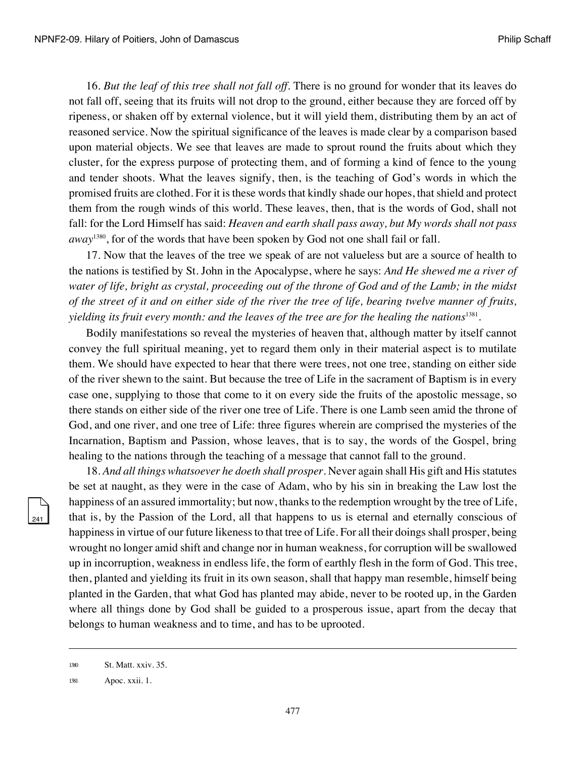16. *But the leaf of this tree shall not fall off*. There is no ground for wonder that its leaves do not fall off, seeing that its fruits will not drop to the ground, either because they are forced off by ripeness, or shaken off by external violence, but it will yield them, distributing them by an act of reasoned service. Now the spiritual significance of the leaves is made clear by a comparison based upon material objects. We see that leaves are made to sprout round the fruits about which they cluster, for the express purpose of protecting them, and of forming a kind of fence to the young and tender shoots. What the leaves signify, then, is the teaching of God's words in which the promised fruits are clothed. For it is these words that kindly shade our hopes, that shield and protect them from the rough winds of this world. These leaves, then, that is the words of God, shall not fall: for the Lord Himself has said: *Heaven and earth shall pass away, but My words shall not pass away*[1380], for of the words that have been spoken by God not one shall fail or fall.

17. Now that the leaves of the tree we speak of are not valueless but are a source of health to the nations is testified by St. John in the Apocalypse, where he says: *And He shewed me a river of water of life, bright as crystal, proceeding out of the throne of God and of the Lamb; in the midst of the street of it and on either side of the river the tree of life, bearing twelve manner of fruits, yielding its fruit every month: and the leaves of the tree are for the healing the nations*[1381].

Bodily manifestations so reveal the mysteries of heaven that, although matter by itself cannot convey the full spiritual meaning, yet to regard them only in their material aspect is to mutilate them. We should have expected to hear that there were trees, not one tree, standing on either side of the river shewn to the saint. But because the tree of Life in the sacrament of Baptism is in every case one, supplying to those that come to it on every side the fruits of the apostolic message, so there stands on either side of the river one tree of Life. There is one Lamb seen amid the throne of God, and one river, and one tree of Life: three figures wherein are comprised the mysteries of the Incarnation, Baptism and Passion, whose leaves, that is to say, the words of the Gospel, bring healing to the nations through the teaching of a message that cannot fall to the ground.

18. *And all things whatsoever he doeth shall prosper*. Never again shall His gift and His statutes be set at naught, as they were in the case of Adam, who by his sin in breaking the Law lost the happiness of an assured immortality; but now, thanks to the redemption wrought by the tree of Life, that is, by the Passion of the Lord, all that happens to us is eternal and eternally conscious of happiness in virtue of our future likeness to that tree of Life. For all their doings shall prosper, being wrought no longer amid shift and change nor in human weakness, for corruption will be swallowed up in incorruption, weakness in endless life, the form of earthly flesh in the form of God. This tree, then, planted and yielding its fruit in its own season, shall that happy man resemble, himself being planted in the Garden, that what God has planted may abide, never to be rooted up, in the Garden where all things done by God shall be guided to a prosperous issue, apart from the decay that belongs to human weakness and to time, and has to be uprooted.

---

1380 St. Matt. xxiv. 35.

1381 Apoc. xxii. 1.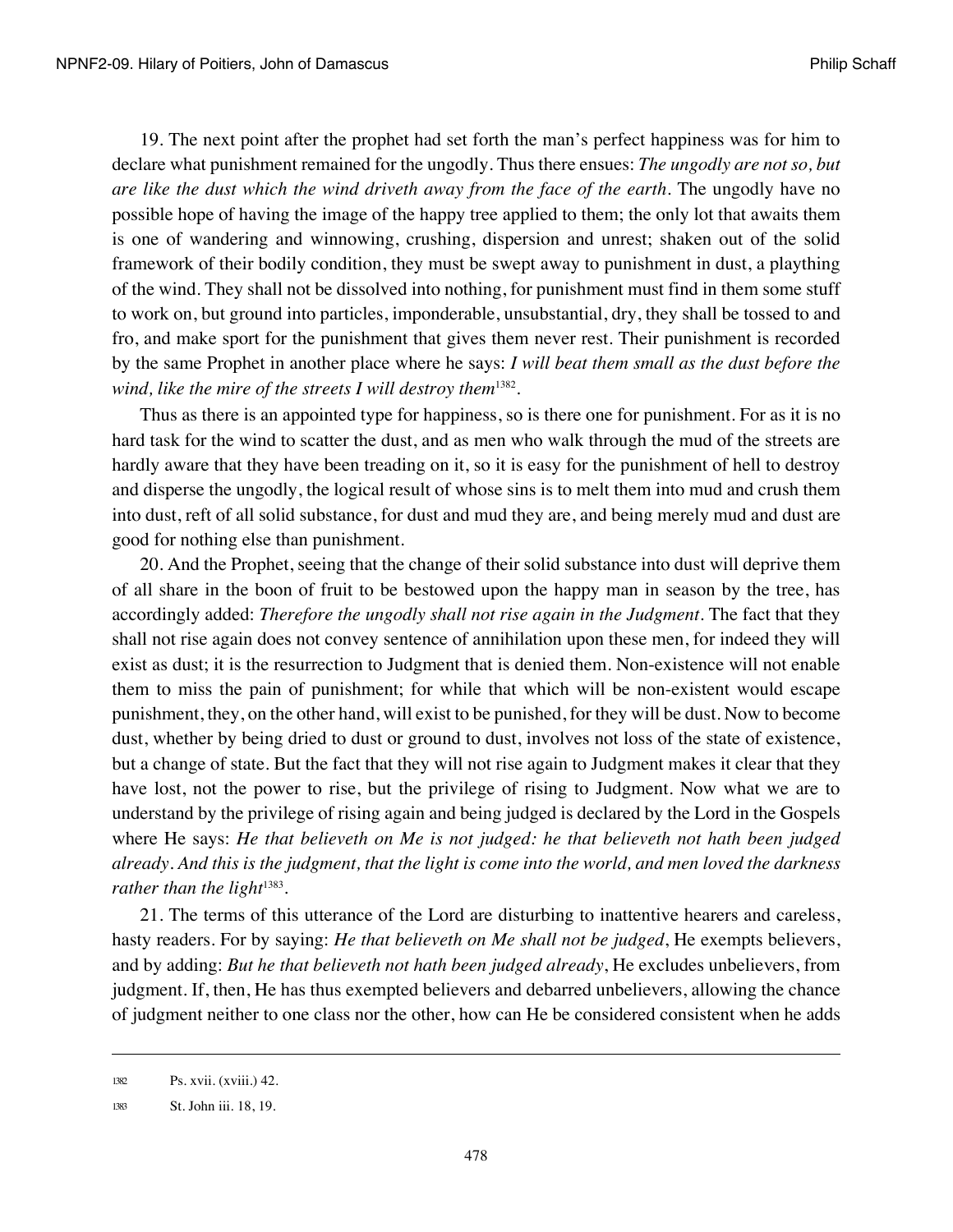19. The next point after the prophet had set forth the man's perfect happiness was for him to declare what punishment remained for the ungodly. Thus there ensues: *The ungodly are not so, but are like the dust which the wind driveth away from the face of the earth*. The ungodly have no possible hope of having the image of the happy tree applied to them; the only lot that awaits them is one of wandering and winnowing, crushing, dispersion and unrest; shaken out of the solid framework of their bodily condition, they must be swept away to punishment in dust, a plaything of the wind. They shall not be dissolved into nothing, for punishment must find in them some stuff to work on, but ground into particles, imponderable, unsubstantial, dry, they shall be tossed to and fro, and make sport for the punishment that gives them never rest. Their punishment is recorded by the same Prophet in another place where he says: *I will beat them small as the dust before the wind, like the mire of the streets I will destroy them*[1382].

Thus as there is an appointed type for happiness, so is there one for punishment. For as it is no hard task for the wind to scatter the dust, and as men who walk through the mud of the streets are hardly aware that they have been treading on it, so it is easy for the punishment of hell to destroy and disperse the ungodly, the logical result of whose sins is to melt them into mud and crush them into dust, reft of all solid substance, for dust and mud they are, and being merely mud and dust are good for nothing else than punishment.

20. And the Prophet, seeing that the change of their solid substance into dust will deprive them of all share in the boon of fruit to be bestowed upon the happy man in season by the tree, has accordingly added: *Therefore the ungodly shall not rise again in the Judgment*. The fact that they shall not rise again does not convey sentence of annihilation upon these men, for indeed they will exist as dust; it is the resurrection to Judgment that is denied them. Non-existence will not enable them to miss the pain of punishment; for while that which will be non-existent would escape punishment, they, on the other hand, will exist to be punished, for they will be dust. Now to become dust, whether by being dried to dust or ground to dust, involves not loss of the state of existence, but a change of state. But the fact that they will not rise again to Judgment makes it clear that they have lost, not the power to rise, but the privilege of rising to Judgment. Now what we are to understand by the privilege of rising again and being judged is declared by the Lord in the Gospels where He says: *He that believeth on Me is not judged: he that believeth not hath been judged already. And this is the judgment, that the light is come into the world, and men loved the darkness rather than the light*[1383].

21. The terms of this utterance of the Lord are disturbing to inattentive hearers and careless, hasty readers. For by saying: *He that believeth on Me shall not be judged*, He exempts believers, and by adding: *But he that believeth not hath been judged already*, He excludes unbelievers, from judgment. If, then, He has thus exempted believers and debarred unbelievers, allowing the chance of judgment neither to one class nor the other, how can He be considered consistent when he adds

---

1382 Ps. xvii. (xviii.) 42.

1383 St. John iii. 18, 19.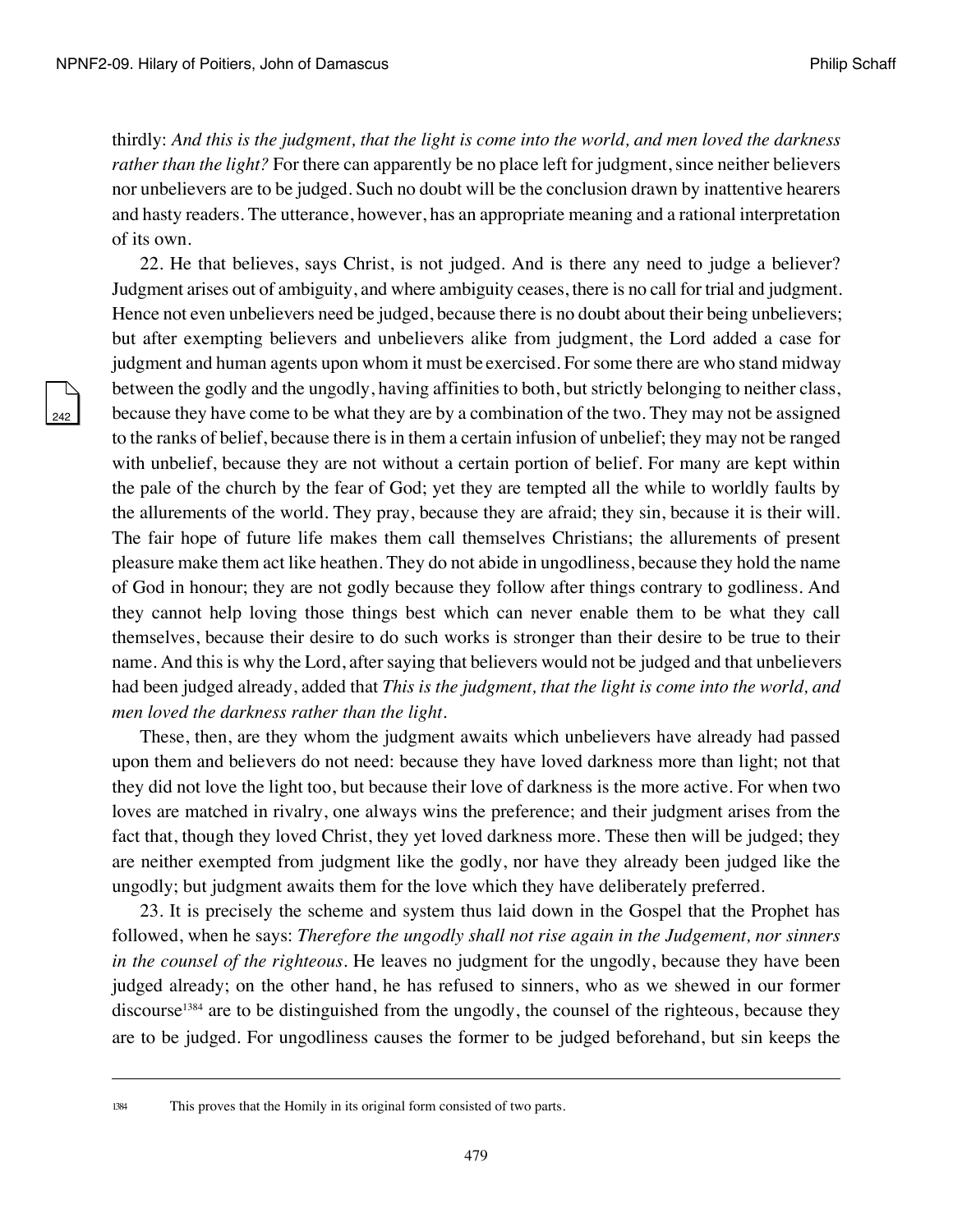thirdly: *And this is the judgment, that the light is come into the world, and men loved the darkness rather than the light?* For there can apparently be no place left for judgment, since neither believers nor unbelievers are to be judged. Such no doubt will be the conclusion drawn by inattentive hearers and hasty readers. The utterance, however, has an appropriate meaning and a rational interpretation of its own.

22. He that believes, says Christ, is not judged. And is there any need to judge a believer? Judgment arises out of ambiguity, and where ambiguity ceases, there is no call for trial and judgment. Hence not even unbelievers need be judged, because there is no doubt about their being unbelievers; but after exempting believers and unbelievers alike from judgment, the Lord added a case for judgment and human agents upon whom it must be exercised. For some there are who stand midway between the godly and the ungodly, having affinities to both, but strictly belonging to neither class, because they have come to be what they are by a combination of the two. They may not be assigned to the ranks of belief, because there is in them a certain infusion of unbelief; they may not be ranged with unbelief, because they are not without a certain portion of belief. For many are kept within the pale of the church by the fear of God; yet they are tempted all the while to worldly faults by the allurements of the world. They pray, because they are afraid; they sin, because it is their will. The fair hope of future life makes them call themselves Christians; the allurements of present pleasure make them act like heathen. They do not abide in ungodliness, because they hold the name of God in honour; they are not godly because they follow after things contrary to godliness. And they cannot help loving those things best which can never enable them to be what they call themselves, because their desire to do such works is stronger than their desire to be true to their name. And this is why the Lord, after saying that believers would not be judged and that unbelievers had been judged already, added that *This is the judgment, that the light is come into the world, and men loved the darkness rather than the light.*

These, then, are they whom the judgment awaits which unbelievers have already had passed upon them and believers do not need: because they have loved darkness more than light; not that they did not love the light too, but because their love of darkness is the more active. For when two loves are matched in rivalry, one always wins the preference; and their judgment arises from the fact that, though they loved Christ, they yet loved darkness more. These then will be judged; they are neither exempted from judgment like the godly, nor have they already been judged like the ungodly; but judgment awaits them for the love which they have deliberately preferred.

23. It is precisely the scheme and system thus laid down in the Gospel that the Prophet has followed, when he says: *Therefore the ungodly shall not rise again in the Judgement, nor sinners in the counsel of the righteous.* He leaves no judgment for the ungodly, because they have been judged already; on the other hand, he has refused to sinners, who as we shewed in our former discourse[1384] are to be distinguished from the ungodly, the counsel of the righteous, because they are to be judged. For ungodliness causes the former to be judged beforehand, but sin keeps the

---

[1384] This proves that the Homily in its original form consisted of two parts.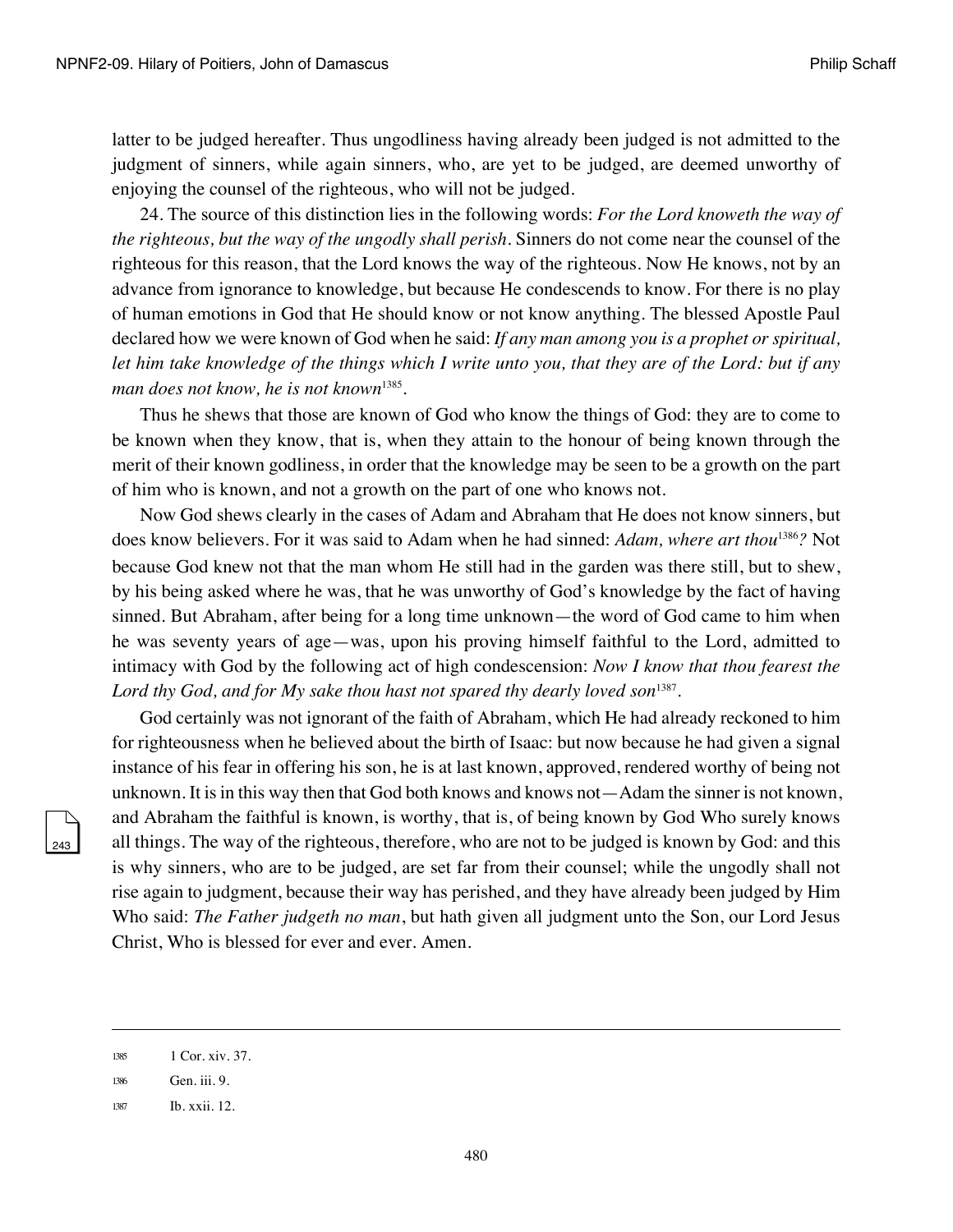latter to be judged hereafter. Thus ungodliness having already been judged is not admitted to the judgment of sinners, while again sinners, who, are yet to be judged, are deemed unworthy of enjoying the counsel of the righteous, who will not be judged.

24. The source of this distinction lies in the following words: *For the Lord knoweth the way of the righteous, but the way of the ungodly shall perish*. Sinners do not come near the counsel of the righteous for this reason, that the Lord knows the way of the righteous. Now He knows, not by an advance from ignorance to knowledge, but because He condescends to know. For there is no play of human emotions in God that He should know or not know anything. The blessed Apostle Paul declared how we were known of God when he said: *If any man among you is a prophet or spiritual, let him take knowledge of the things which I write unto you, that they are of the Lord: but if any man does not know, he is not known*[1385].

Thus he shews that those are known of God who know the things of God: they are to come to be known when they know, that is, when they attain to the honour of being known through the merit of their known godliness, in order that the knowledge may be seen to be a growth on the part of him who is known, and not a growth on the part of one who knows not.

Now God shews clearly in the cases of Adam and Abraham that He does not know sinners, but does know believers. For it was said to Adam when he had sinned: *Adam, where art thou*[1386]*?* Not because God knew not that the man whom He still had in the garden was there still, but to shew, by his being asked where he was, that he was unworthy of God's knowledge by the fact of having sinned. But Abraham, after being for a long time unknown—the word of God came to him when he was seventy years of age—was, upon his proving himself faithful to the Lord, admitted to intimacy with God by the following act of high condescension: *Now I know that thou fearest the Lord thy God, and for My sake thou hast not spared thy dearly loved son*[1387].

God certainly was not ignorant of the faith of Abraham, which He had already reckoned to him for righteousness when he believed about the birth of Isaac: but now because he had given a signal instance of his fear in offering his son, he is at last known, approved, rendered worthy of being not unknown. It is in this way then that God both knows and knows not—Adam the sinner is not known, and Abraham the faithful is known, is worthy, that is, of being known by God Who surely knows all things. The way of the righteous, therefore, who are not to be judged is known by God: and this is why sinners, who are to be judged, are set far from their counsel; while the ungodly shall not rise again to judgment, because their way has perished, and they have already been judged by Him Who said: *The Father judgeth no man*, but hath given all judgment unto the Son, our Lord Jesus Christ, Who is blessed for ever and ever. Amen.

---

[1385] 1 Cor. xiv. 37.

[1386] Gen. iii. 9.

[1387] Ib. xxii. 12.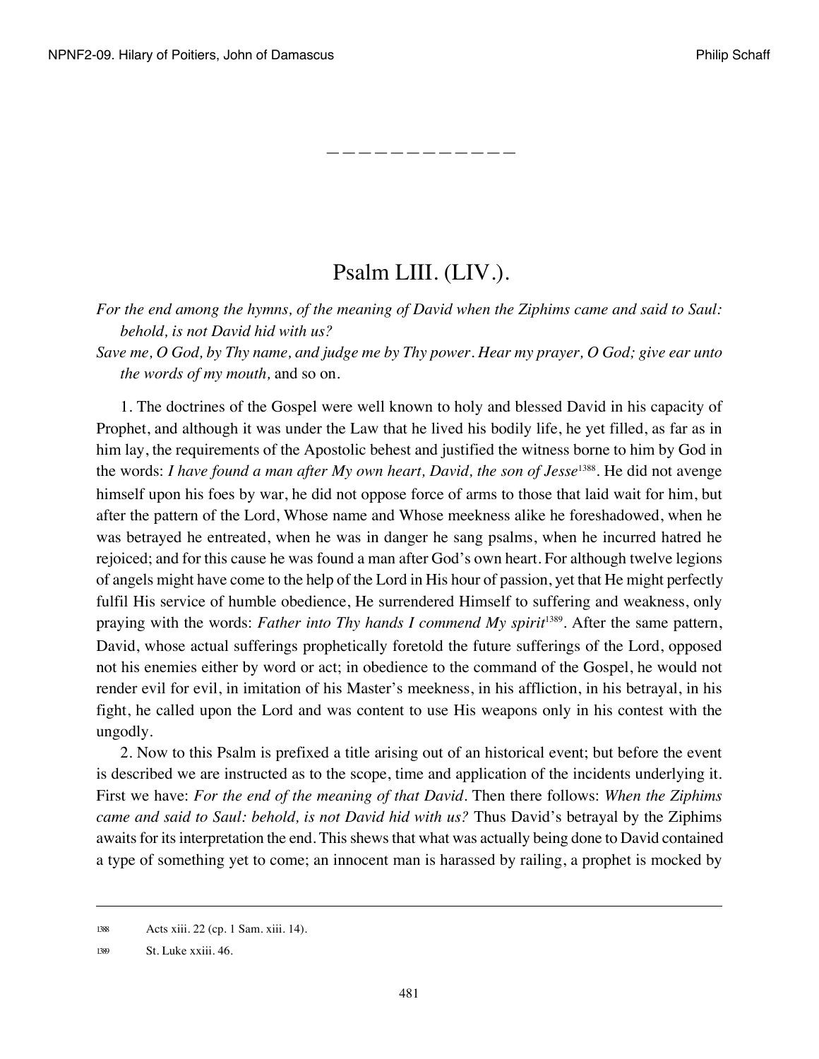— — — — — — — — — — — — —

# Psalm LIII. (LIV.).

*For the end among the hymns, of the meaning of David when the Ziphims came and said to Saul: behold, is not David hid with us?*

*Save me, O God, by Thy name, and judge me by Thy power. Hear my prayer, O God; give ear unto the words of my mouth,* and so on.

1. The doctrines of the Gospel were well known to holy and blessed David in his capacity of Prophet, and although it was under the Law that he lived his bodily life, he yet filled, as far as in him lay, the requirements of the Apostolic behest and justified the witness borne to him by God in the words: *I have found a man after My own heart, David, the son of Jesse*[1388]. He did not avenge himself upon his foes by war, he did not oppose force of arms to those that laid wait for him, but after the pattern of the Lord, Whose name and Whose meekness alike he foreshadowed, when he was betrayed he entreated, when he was in danger he sang psalms, when he incurred hatred he rejoiced; and for this cause he was found a man after God's own heart. For although twelve legions of angels might have come to the help of the Lord in His hour of passion, yet that He might perfectly fulfil His service of humble obedience, He surrendered Himself to suffering and weakness, only praying with the words: *Father into Thy hands I commend My spirit*[1389]. After the same pattern, David, whose actual sufferings prophetically foretold the future sufferings of the Lord, opposed not his enemies either by word or act; in obedience to the command of the Gospel, he would not render evil for evil, in imitation of his Master's meekness, in his affliction, in his betrayal, in his fight, he called upon the Lord and was content to use His weapons only in his contest with the ungodly.

2. Now to this Psalm is prefixed a title arising out of an historical event; but before the event is described we are instructed as to the scope, time and application of the incidents underlying it. First we have: *For the end of the meaning of that David*. Then there follows: *When the Ziphims came and said to Saul: behold, is not David hid with us?* Thus David's betrayal by the Ziphims awaits for its interpretation the end. This shews that what was actually being done to David contained a type of something yet to come; an innocent man is harassed by railing, a prophet is mocked by

---

1388 Acts xiii. 22 (cp. 1 Sam. xiii. 14).

1389 St. Luke xxiii. 46.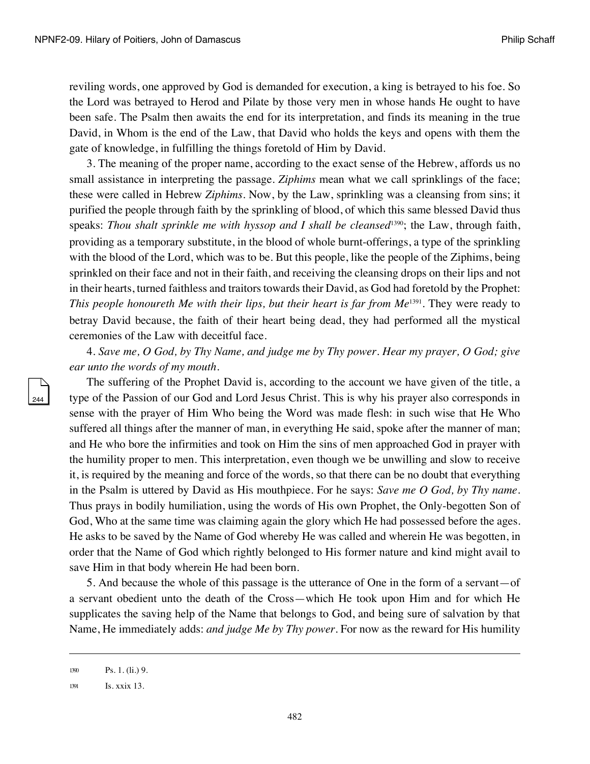reviling words, one approved by God is demanded for execution, a king is betrayed to his foe. So the Lord was betrayed to Herod and Pilate by those very men in whose hands He ought to have been safe. The Psalm then awaits the end for its interpretation, and finds its meaning in the true David, in Whom is the end of the Law, that David who holds the keys and opens with them the gate of knowledge, in fulfilling the things foretold of Him by David.

3. The meaning of the proper name, according to the exact sense of the Hebrew, affords us no small assistance in interpreting the passage. *Ziphims* mean what we call sprinklings of the face; these were called in Hebrew *Ziphims*. Now, by the Law, sprinkling was a cleansing from sins; it purified the people through faith by the sprinkling of blood, of which this same blessed David thus speaks: *Thou shalt sprinkle me with hyssop and I shall be cleansed*[1390]; the Law, through faith, providing as a temporary substitute, in the blood of whole burnt-offerings, a type of the sprinkling with the blood of the Lord, which was to be. But this people, like the people of the Ziphims, being sprinkled on their face and not in their faith, and receiving the cleansing drops on their lips and not in their hearts, turned faithless and traitors towards their David, as God had foretold by the Prophet: *This people honoureth Me with their lips, but their heart is far from Me*[1391]. They were ready to betray David because, the faith of their heart being dead, they had performed all the mystical ceremonies of the Law with deceitful face.

4. *Save me, O God, by Thy Name, and judge me by Thy power. Hear my prayer, O God; give ear unto the words of my mouth.*

The suffering of the Prophet David is, according to the account we have given of the title, a type of the Passion of our God and Lord Jesus Christ. This is why his prayer also corresponds in sense with the prayer of Him Who being the Word was made flesh: in such wise that He Who suffered all things after the manner of man, in everything He said, spoke after the manner of man; and He who bore the infirmities and took on Him the sins of men approached God in prayer with the humility proper to men. This interpretation, even though we be unwilling and slow to receive it, is required by the meaning and force of the words, so that there can be no doubt that everything in the Psalm is uttered by David as His mouthpiece. For he says: *Save me O God, by Thy name*. Thus prays in bodily humiliation, using the words of His own Prophet, the Only-begotten Son of God, Who at the same time was claiming again the glory which He had possessed before the ages. He asks to be saved by the Name of God whereby He was called and wherein He was begotten, in order that the Name of God which rightly belonged to His former nature and kind might avail to save Him in that body wherein He had been born.

5. And because the whole of this passage is the utterance of One in the form of a servant—of a servant obedient unto the death of the Cross—which He took upon Him and for which He supplicates the saving help of the Name that belongs to God, and being sure of salvation by that Name, He immediately adds: *and judge Me by Thy power*. For now as the reward for His humility

---

1390 Ps. 1. (li.) 9.

1391 Is. xxix 13.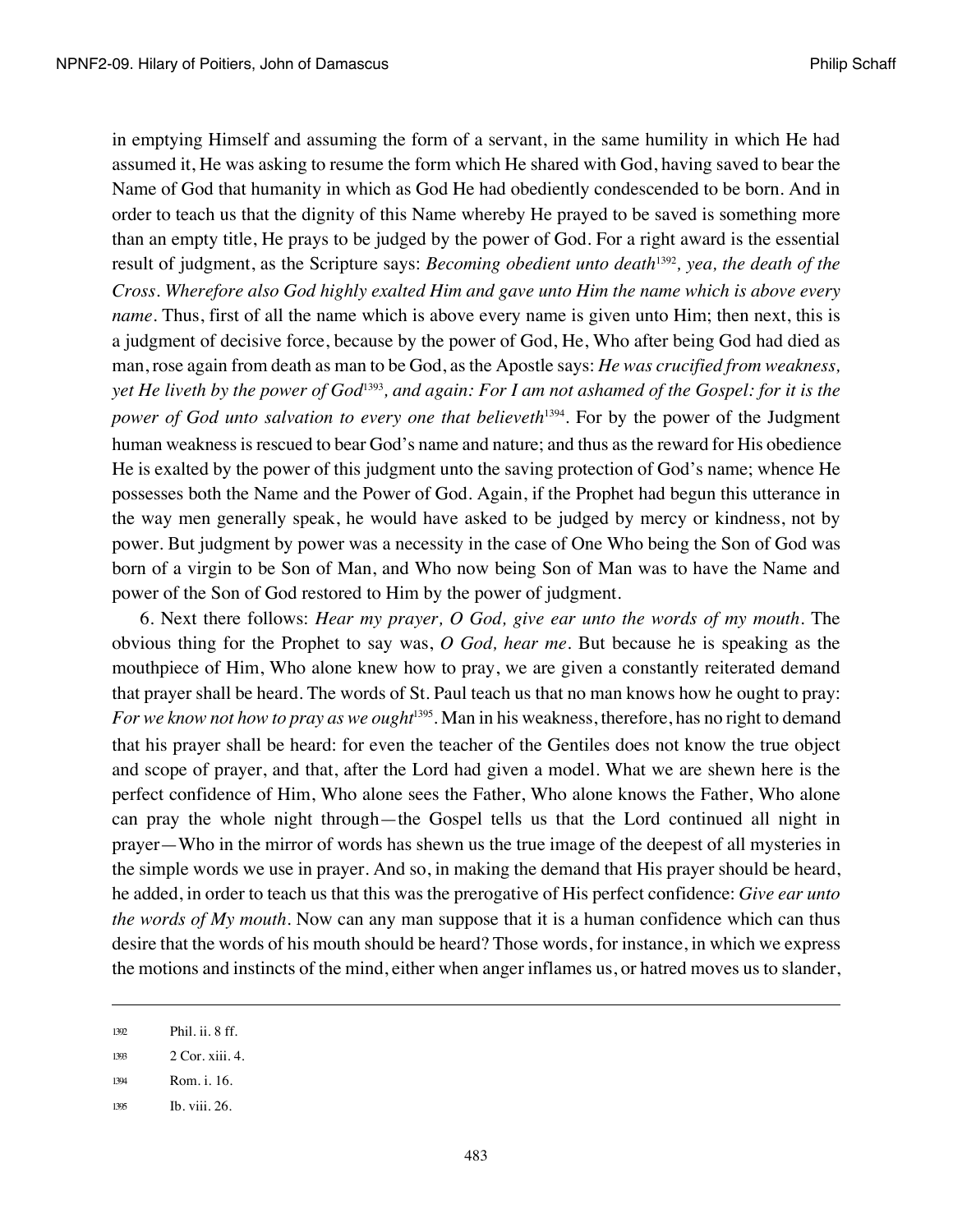in emptying Himself and assuming the form of a servant, in the same humility in which He had assumed it, He was asking to resume the form which He shared with God, having saved to bear the Name of God that humanity in which as God He had obediently condescended to be born. And in order to teach us that the dignity of this Name whereby He prayed to be saved is something more than an empty title, He prays to be judged by the power of God. For a right award is the essential result of judgment, as the Scripture says: *Becoming obedient unto death*[1392]*, yea, the death of the Cross. Wherefore also God highly exalted Him and gave unto Him the name which is above every name*. Thus, first of all the name which is above every name is given unto Him; then next, this is a judgment of decisive force, because by the power of God, He, Who after being God had died as man, rose again from death as man to be God, as the Apostle says: *He was crucified from weakness, yet He liveth by the power of God*[1393]*, and again: For I am not ashamed of the Gospel: for it is the power of God unto salvation to every one that believeth*[1394]. For by the power of the Judgment human weakness is rescued to bear God's name and nature; and thus as the reward for His obedience He is exalted by the power of this judgment unto the saving protection of God's name; whence He possesses both the Name and the Power of God. Again, if the Prophet had begun this utterance in the way men generally speak, he would have asked to be judged by mercy or kindness, not by power. But judgment by power was a necessity in the case of One Who being the Son of God was born of a virgin to be Son of Man, and Who now being Son of Man was to have the Name and power of the Son of God restored to Him by the power of judgment.

6. Next there follows: *Hear my prayer, O God, give ear unto the words of my mouth*. The obvious thing for the Prophet to say was, *O God, hear me*. But because he is speaking as the mouthpiece of Him, Who alone knew how to pray, we are given a constantly reiterated demand that prayer shall be heard. The words of St. Paul teach us that no man knows how he ought to pray: *For we know not how to pray as we ought*[1395]. Man in his weakness, therefore, has no right to demand that his prayer shall be heard: for even the teacher of the Gentiles does not know the true object and scope of prayer, and that, after the Lord had given a model. What we are shewn here is the perfect confidence of Him, Who alone sees the Father, Who alone knows the Father, Who alone can pray the whole night through—the Gospel tells us that the Lord continued all night in prayer—Who in the mirror of words has shewn us the true image of the deepest of all mysteries in the simple words we use in prayer. And so, in making the demand that His prayer should be heard, he added, in order to teach us that this was the prerogative of His perfect confidence: *Give ear unto the words of My mouth*. Now can any man suppose that it is a human confidence which can thus desire that the words of his mouth should be heard? Those words, for instance, in which we express the motions and instincts of the mind, either when anger inflames us, or hatred moves us to slander,

---

1392 Phil. ii. 8 ff.

1393 2 Cor. xiii. 4.

1394 Rom. i. 16.

1395 Ib. viii. 26.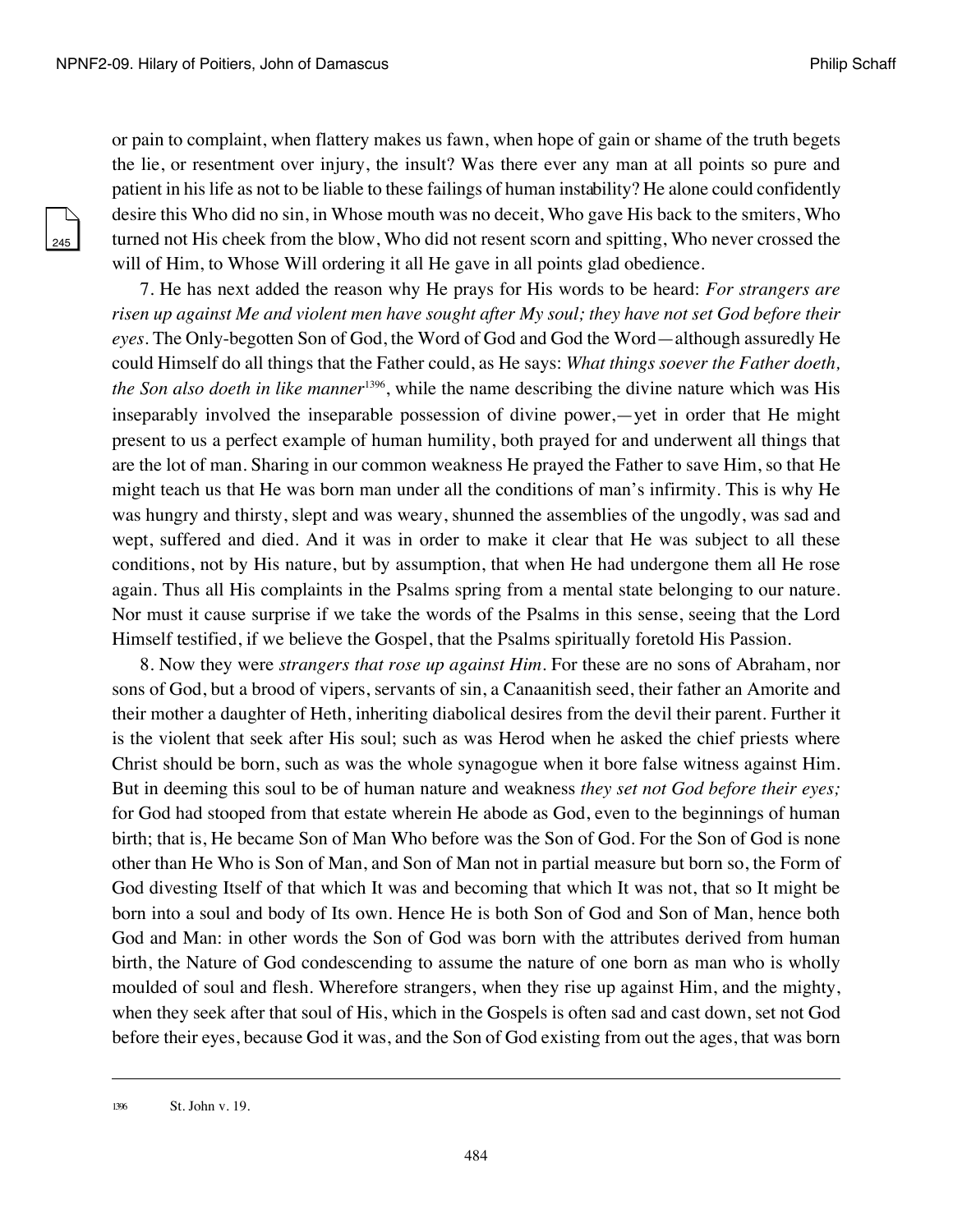or pain to complaint, when flattery makes us fawn, when hope of gain or shame of the truth begets the lie, or resentment over injury, the insult? Was there ever any man at all points so pure and patient in his life as not to be liable to these failings of human instability? He alone could confidently desire this Who did no sin, in Whose mouth was no deceit, Who gave His back to the smiters, Who turned not His cheek from the blow, Who did not resent scorn and spitting, Who never crossed the will of Him, to Whose Will ordering it all He gave in all points glad obedience.

7. He has next added the reason why He prays for His words to be heard: *For strangers are risen up against Me and violent men have sought after My soul; they have not set God before their eyes*. The Only-begotten Son of God, the Word of God and God the Word—although assuredly He could Himself do all things that the Father could, as He says: *What things soever the Father doeth, the Son also doeth in like manner*[1396], while the name describing the divine nature which was His inseparably involved the inseparable possession of divine power,—yet in order that He might present to us a perfect example of human humility, both prayed for and underwent all things that are the lot of man. Sharing in our common weakness He prayed the Father to save Him, so that He might teach us that He was born man under all the conditions of man's infirmity. This is why He was hungry and thirsty, slept and was weary, shunned the assemblies of the ungodly, was sad and wept, suffered and died. And it was in order to make it clear that He was subject to all these conditions, not by His nature, but by assumption, that when He had undergone them all He rose again. Thus all His complaints in the Psalms spring from a mental state belonging to our nature. Nor must it cause surprise if we take the words of the Psalms in this sense, seeing that the Lord Himself testified, if we believe the Gospel, that the Psalms spiritually foretold His Passion.

8. Now they were *strangers that rose up against Him*. For these are no sons of Abraham, nor sons of God, but a brood of vipers, servants of sin, a Canaanitish seed, their father an Amorite and their mother a daughter of Heth, inheriting diabolical desires from the devil their parent. Further it is the violent that seek after His soul; such as was Herod when he asked the chief priests where Christ should be born, such as was the whole synagogue when it bore false witness against Him. But in deeming this soul to be of human nature and weakness *they set not God before their eyes;* for God had stooped from that estate wherein He abode as God, even to the beginnings of human birth; that is, He became Son of Man Who before was the Son of God. For the Son of God is none other than He Who is Son of Man, and Son of Man not in partial measure but born so, the Form of God divesting Itself of that which It was and becoming that which It was not, that so It might be born into a soul and body of Its own. Hence He is both Son of God and Son of Man, hence both God and Man: in other words the Son of God was born with the attributes derived from human birth, the Nature of God condescending to assume the nature of one born as man who is wholly moulded of soul and flesh. Wherefore strangers, when they rise up against Him, and the mighty, when they seek after that soul of His, which in the Gospels is often sad and cast down, set not God before their eyes, because God it was, and the Son of God existing from out the ages, that was born

---

1396 St. John v. 19.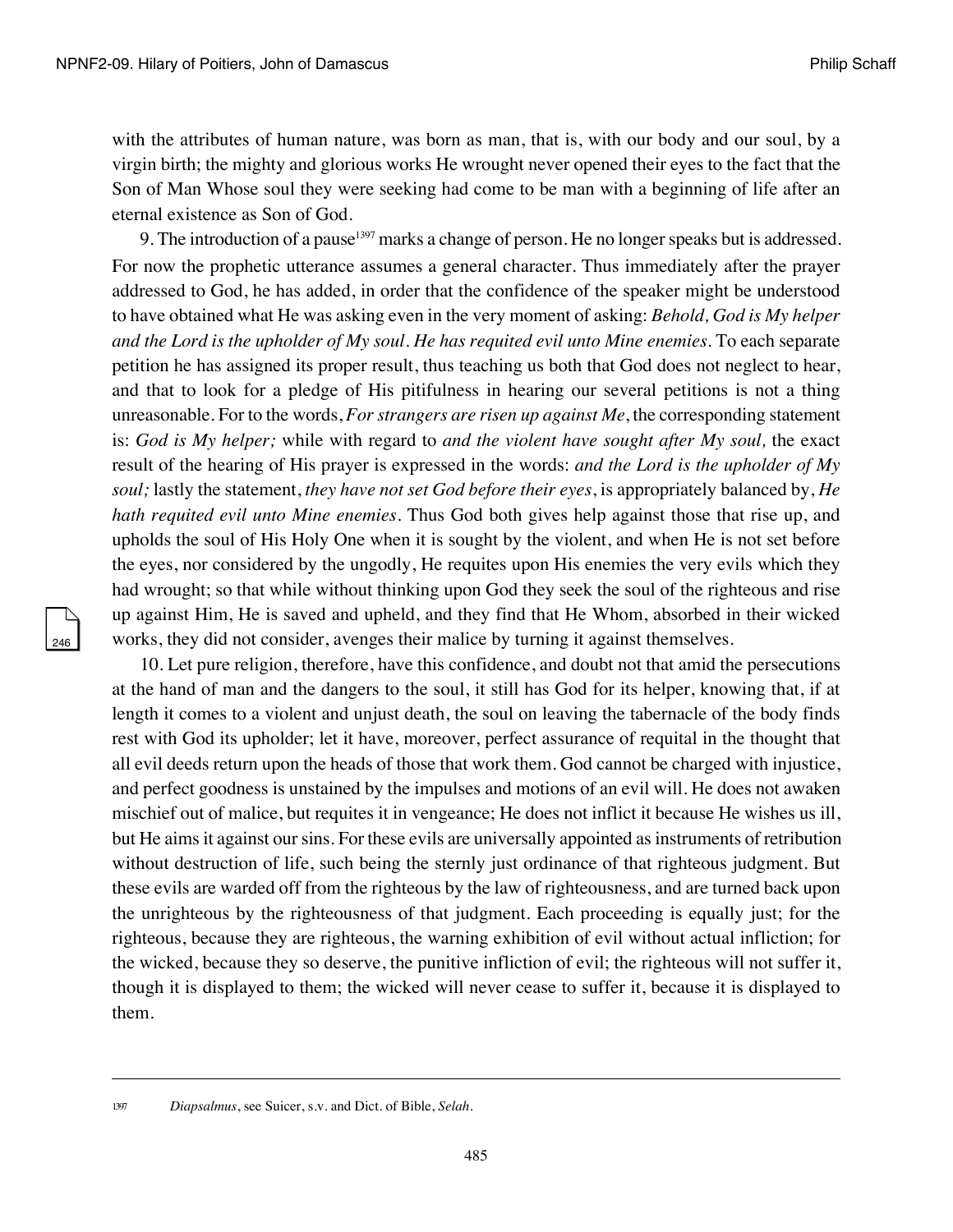with the attributes of human nature, was born as man, that is, with our body and our soul, by a virgin birth; the mighty and glorious works He wrought never opened their eyes to the fact that the Son of Man Whose soul they were seeking had come to be man with a beginning of life after an eternal existence as Son of God.

9. The introduction of a pause[1397] marks a change of person. He no longer speaks but is addressed. For now the prophetic utterance assumes a general character. Thus immediately after the prayer addressed to God, he has added, in order that the confidence of the speaker might be understood to have obtained what He was asking even in the very moment of asking: *Behold, God is My helper and the Lord is the upholder of My soul. He has requited evil unto Mine enemies.* To each separate petition he has assigned its proper result, thus teaching us both that God does not neglect to hear, and that to look for a pledge of His pitifulness in hearing our several petitions is not a thing unreasonable. For to the words, *For strangers are risen up against Me*, the corresponding statement is: *God is My helper;* while with regard to *and the violent have sought after My soul,* the exact result of the hearing of His prayer is expressed in the words: *and the Lord is the upholder of My soul;* lastly the statement, *they have not set God before their eyes*, is appropriately balanced by, *He hath requited evil unto Mine enemies*. Thus God both gives help against those that rise up, and upholds the soul of His Holy One when it is sought by the violent, and when He is not set before the eyes, nor considered by the ungodly, He requites upon His enemies the very evils which they had wrought; so that while without thinking upon God they seek the soul of the righteous and rise up against Him, He is saved and upheld, and they find that He Whom, absorbed in their wicked works, they did not consider, avenges their malice by turning it against themselves.

10. Let pure religion, therefore, have this confidence, and doubt not that amid the persecutions at the hand of man and the dangers to the soul, it still has God for its helper, knowing that, if at length it comes to a violent and unjust death, the soul on leaving the tabernacle of the body finds rest with God its upholder; let it have, moreover, perfect assurance of requital in the thought that all evil deeds return upon the heads of those that work them. God cannot be charged with injustice, and perfect goodness is unstained by the impulses and motions of an evil will. He does not awaken mischief out of malice, but requites it in vengeance; He does not inflict it because He wishes us ill, but He aims it against our sins. For these evils are universally appointed as instruments of retribution without destruction of life, such being the sternly just ordinance of that righteous judgment. But these evils are warded off from the righteous by the law of righteousness, and are turned back upon the unrighteous by the righteousness of that judgment. Each proceeding is equally just; for the righteous, because they are righteous, the warning exhibition of evil without actual infliction; for the wicked, because they so deserve, the punitive infliction of evil; the righteous will not suffer it, though it is displayed to them; the wicked will never cease to suffer it, because it is displayed to them.

---

[1397] *Diapsalmus*, see Suicer, s.v. and Dict. of Bible, *Selah*.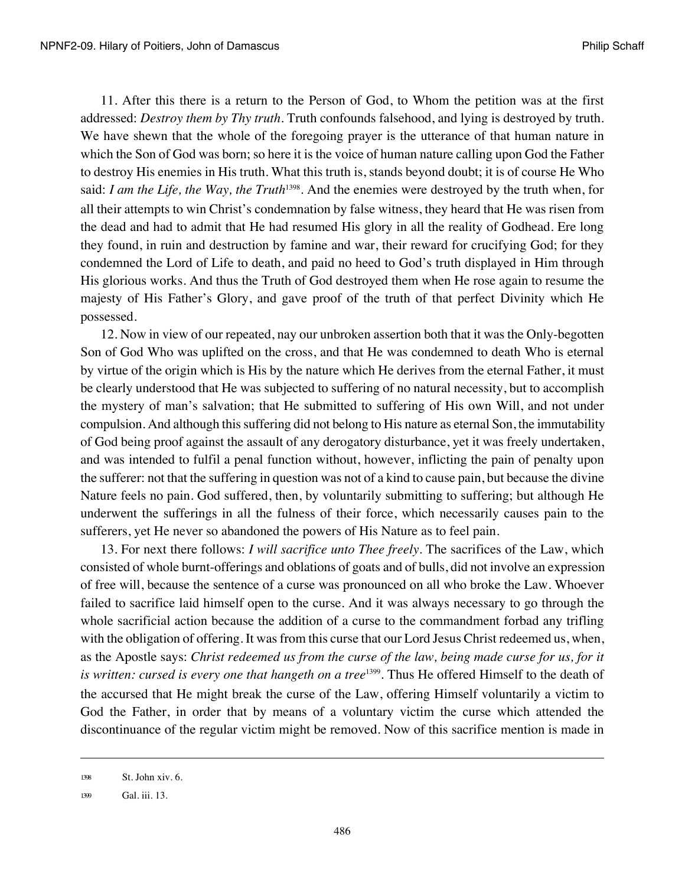11. After this there is a return to the Person of God, to Whom the petition was at the first addressed: *Destroy them by Thy truth*. Truth confounds falsehood, and lying is destroyed by truth. We have shewn that the whole of the foregoing prayer is the utterance of that human nature in which the Son of God was born; so here it is the voice of human nature calling upon God the Father to destroy His enemies in His truth. What this truth is, stands beyond doubt; it is of course He Who said: *I am the Life, the Way, the Truth*[1398]. And the enemies were destroyed by the truth when, for all their attempts to win Christ's condemnation by false witness, they heard that He was risen from the dead and had to admit that He had resumed His glory in all the reality of Godhead. Ere long they found, in ruin and destruction by famine and war, their reward for crucifying God; for they condemned the Lord of Life to death, and paid no heed to God's truth displayed in Him through His glorious works. And thus the Truth of God destroyed them when He rose again to resume the majesty of His Father's Glory, and gave proof of the truth of that perfect Divinity which He possessed.

12. Now in view of our repeated, nay our unbroken assertion both that it was the Only-begotten Son of God Who was uplifted on the cross, and that He was condemned to death Who is eternal by virtue of the origin which is His by the nature which He derives from the eternal Father, it must be clearly understood that He was subjected to suffering of no natural necessity, but to accomplish the mystery of man's salvation; that He submitted to suffering of His own Will, and not under compulsion. And although this suffering did not belong to His nature as eternal Son, the immutability of God being proof against the assault of any derogatory disturbance, yet it was freely undertaken, and was intended to fulfil a penal function without, however, inflicting the pain of penalty upon the sufferer: not that the suffering in question was not of a kind to cause pain, but because the divine Nature feels no pain. God suffered, then, by voluntarily submitting to suffering; but although He underwent the sufferings in all the fulness of their force, which necessarily causes pain to the sufferers, yet He never so abandoned the powers of His Nature as to feel pain.

13. For next there follows: *I will sacrifice unto Thee freely*. The sacrifices of the Law, which consisted of whole burnt-offerings and oblations of goats and of bulls, did not involve an expression of free will, because the sentence of a curse was pronounced on all who broke the Law. Whoever failed to sacrifice laid himself open to the curse. And it was always necessary to go through the whole sacrificial action because the addition of a curse to the commandment forbad any trifling with the obligation of offering. It was from this curse that our Lord Jesus Christ redeemed us, when, as the Apostle says: *Christ redeemed us from the curse of the law, being made curse for us, for it is written: cursed is every one that hangeth on a tree*[1399]. Thus He offered Himself to the death of the accursed that He might break the curse of the Law, offering Himself voluntarily a victim to God the Father, in order that by means of a voluntary victim the curse which attended the discontinuance of the regular victim might be removed. Now of this sacrifice mention is made in

---

1398 St. John xiv. 6.

1399 Gal. iii. 13.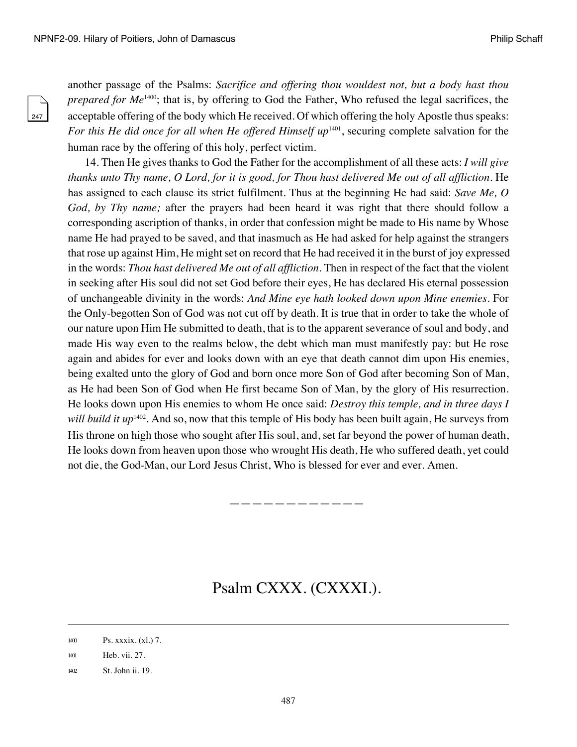another passage of the Psalms: *Sacrifice and offering thou wouldest not, but a body hast thou prepared for Me*[1400]; that is, by offering to God the Father, Who refused the legal sacrifices, the acceptable offering of the body which He received. Of which offering the holy Apostle thus speaks: *For this He did once for all when He offered Himself up*[1401], securing complete salvation for the human race by the offering of this holy, perfect victim.

14. Then He gives thanks to God the Father for the accomplishment of all these acts: *I will give thanks unto Thy name, O Lord, for it is good, for Thou hast delivered Me out of all affliction.* He has assigned to each clause its strict fulfilment. Thus at the beginning He had said: *Save Me, O God, by Thy name;* after the prayers had been heard it was right that there should follow a corresponding ascription of thanks, in order that confession might be made to His name by Whose name He had prayed to be saved, and that inasmuch as He had asked for help against the strangers that rose up against Him, He might set on record that He had received it in the burst of joy expressed in the words: *Thou hast delivered Me out of all affliction.* Then in respect of the fact that the violent in seeking after His soul did not set God before their eyes, He has declared His eternal possession of unchangeable divinity in the words: *And Mine eye hath looked down upon Mine enemies.* For the Only-begotten Son of God was not cut off by death. It is true that in order to take the whole of our nature upon Him He submitted to death, that is to the apparent severance of soul and body, and made His way even to the realms below, the debt which man must manifestly pay: but He rose again and abides for ever and looks down with an eye that death cannot dim upon His enemies, being exalted unto the glory of God and born once more Son of God after becoming Son of Man, as He had been Son of God when He first became Son of Man, by the glory of His resurrection. He looks down upon His enemies to whom He once said: *Destroy this temple, and in three days I will build it up*[1402]. And so, now that this temple of His body has been built again, He surveys from His throne on high those who sought after His soul, and, set far beyond the power of human death, He looks down from heaven upon those who wrought His death, He who suffered death, yet could not die, the God-Man, our Lord Jesus Christ, Who is blessed for ever and ever. Amen.

————————————

# Psalm CXXX. (CXXXI.).

---

[1400] Ps. xxxix. (xl.) 7.

[1401] Heb. vii. 27.

[1402] St. John ii. 19.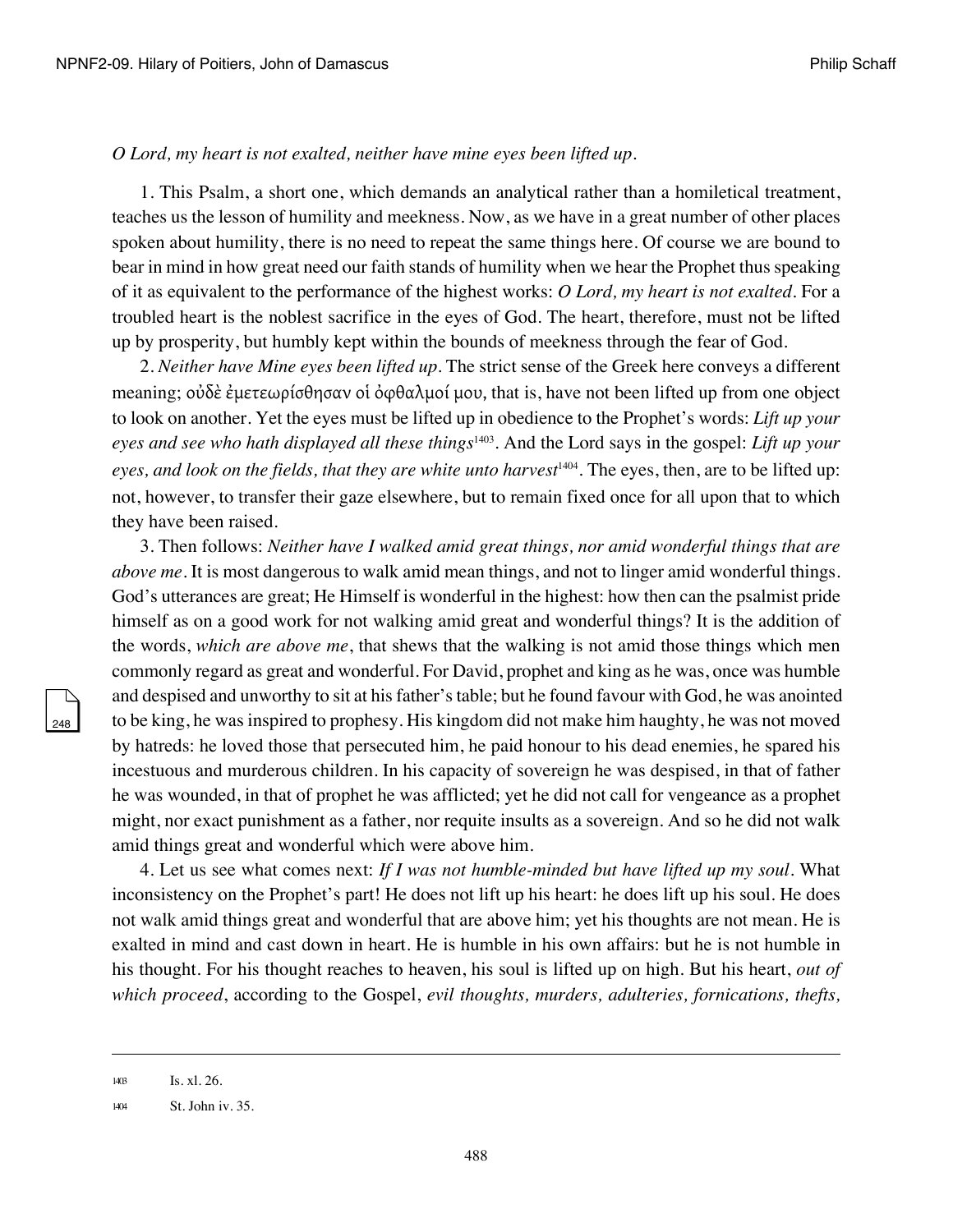*O Lord, my heart is not exalted, neither have mine eyes been lifted up.*

1. This Psalm, a short one, which demands an analytical rather than a homiletical treatment, teaches us the lesson of humility and meekness. Now, as we have in a great number of other places spoken about humility, there is no need to repeat the same things here. Of course we are bound to bear in mind in how great need our faith stands of humility when we hear the Prophet thus speaking of it as equivalent to the performance of the highest works: *O Lord, my heart is not exalted*. For a troubled heart is the noblest sacrifice in the eyes of God. The heart, therefore, must not be lifted up by prosperity, but humbly kept within the bounds of meekness through the fear of God.

2. *Neither have Mine eyes been lifted up*. The strict sense of the Greek here conveys a different meaning; οὐδὲ ἐμετεωρίσθησαν οἱ ὀφθαλμοί μου, that is, have not been lifted up from one object to look on another. Yet the eyes must be lifted up in obedience to the Prophet's words: *Lift up your eyes and see who hath displayed all these things*[1403]. And the Lord says in the gospel: *Lift up your eyes, and look on the fields, that they are white unto harvest*[1404]. The eyes, then, are to be lifted up: not, however, to transfer their gaze elsewhere, but to remain fixed once for all upon that to which they have been raised.

3. Then follows: *Neither have I walked amid great things, nor amid wonderful things that are above me*. It is most dangerous to walk amid mean things, and not to linger amid wonderful things. God's utterances are great; He Himself is wonderful in the highest: how then can the psalmist pride himself as on a good work for not walking amid great and wonderful things? It is the addition of the words, *which are above me*, that shews that the walking is not amid those things which men commonly regard as great and wonderful. For David, prophet and king as he was, once was humble and despised and unworthy to sit at his father's table; but he found favour with God, he was anointed to be king, he was inspired to prophesy. His kingdom did not make him haughty, he was not moved by hatreds: he loved those that persecuted him, he paid honour to his dead enemies, he spared his incestuous and murderous children. In his capacity of sovereign he was despised, in that of father he was wounded, in that of prophet he was afflicted; yet he did not call for vengeance as a prophet might, nor exact punishment as a father, nor requite insults as a sovereign. And so he did not walk amid things great and wonderful which were above him.

4. Let us see what comes next: *If I was not humble-minded but have lifted up my soul*. What inconsistency on the Prophet's part! He does not lift up his heart: he does lift up his soul. He does not walk amid things great and wonderful that are above him; yet his thoughts are not mean. He is exalted in mind and cast down in heart. He is humble in his own affairs: but he is not humble in his thought. For his thought reaches to heaven, his soul is lifted up on high. But his heart, *out of which proceed*, according to the Gospel, *evil thoughts, murders, adulteries, fornications, thefts,*

---

1403 Is. xl. 26.

1404 St. John iv. 35.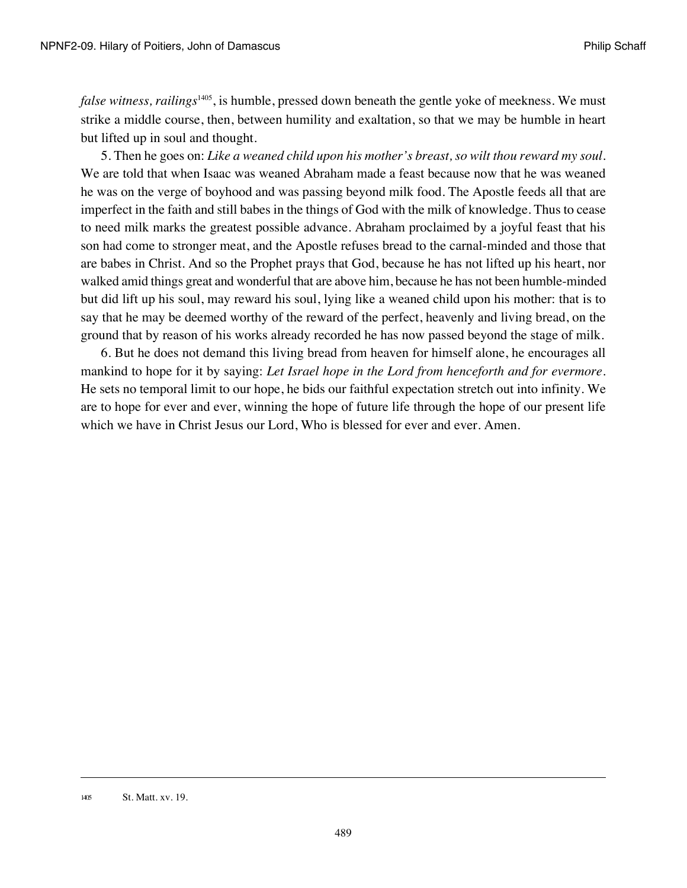*false witness, railings*[1405], is humble, pressed down beneath the gentle yoke of meekness. We must strike a middle course, then, between humility and exaltation, so that we may be humble in heart but lifted up in soul and thought.

5. Then he goes on: *Like a weaned child upon his mother's breast, so wilt thou reward my soul*. We are told that when Isaac was weaned Abraham made a feast because now that he was weaned he was on the verge of boyhood and was passing beyond milk food. The Apostle feeds all that are imperfect in the faith and still babes in the things of God with the milk of knowledge. Thus to cease to need milk marks the greatest possible advance. Abraham proclaimed by a joyful feast that his son had come to stronger meat, and the Apostle refuses bread to the carnal-minded and those that are babes in Christ. And so the Prophet prays that God, because he has not lifted up his heart, nor walked amid things great and wonderful that are above him, because he has not been humble-minded but did lift up his soul, may reward his soul, lying like a weaned child upon his mother: that is to say that he may be deemed worthy of the reward of the perfect, heavenly and living bread, on the ground that by reason of his works already recorded he has now passed beyond the stage of milk.

6. But he does not demand this living bread from heaven for himself alone, he encourages all mankind to hope for it by saying: *Let Israel hope in the Lord from henceforth and for evermore*. He sets no temporal limit to our hope, he bids our faithful expectation stretch out into infinity. We are to hope for ever and ever, winning the hope of future life through the hope of our present life which we have in Christ Jesus our Lord, Who is blessed for ever and ever. Amen.

---

1405 St. Matt. xv. 19.